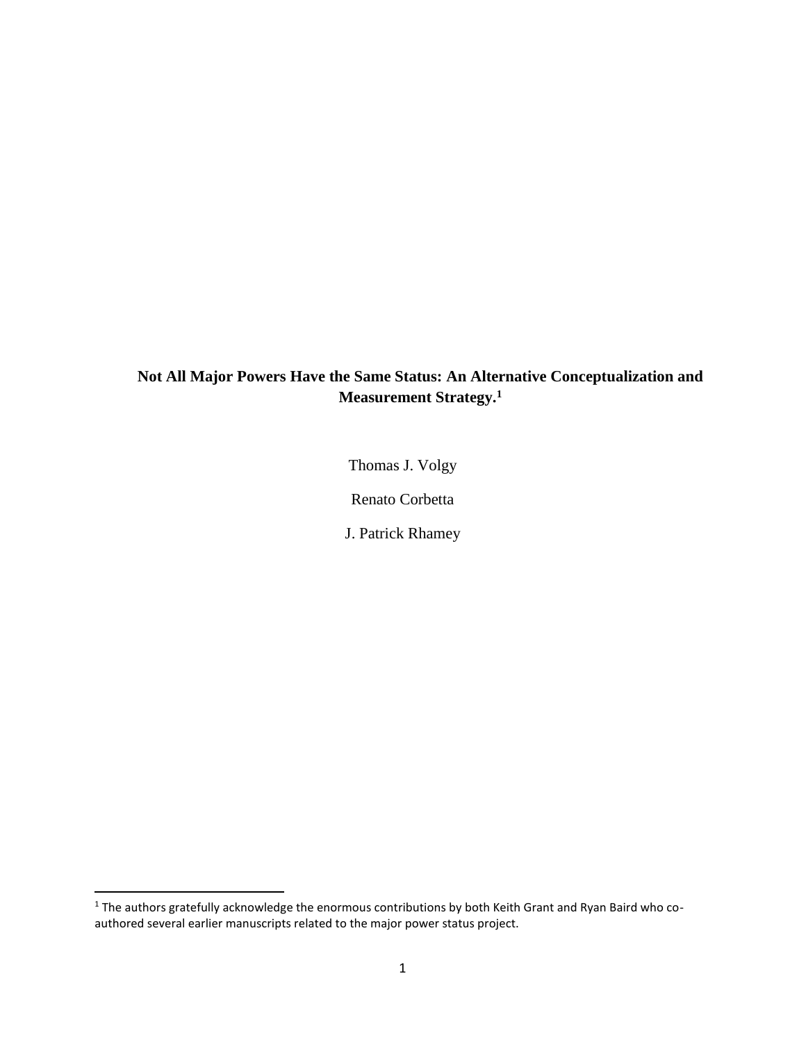# Not All Major Powers Have the Same Status: An Alternative Conceptualization and Measurement Strategy.[1]

Thomas J. Volgy

Renato Corbetta

J. Patrick Rhamey

[1] The authors gratefully acknowledge the enormous contributions by both Keith Grant and Ryan Baird who co-authored several earlier manuscripts related to the major power status project.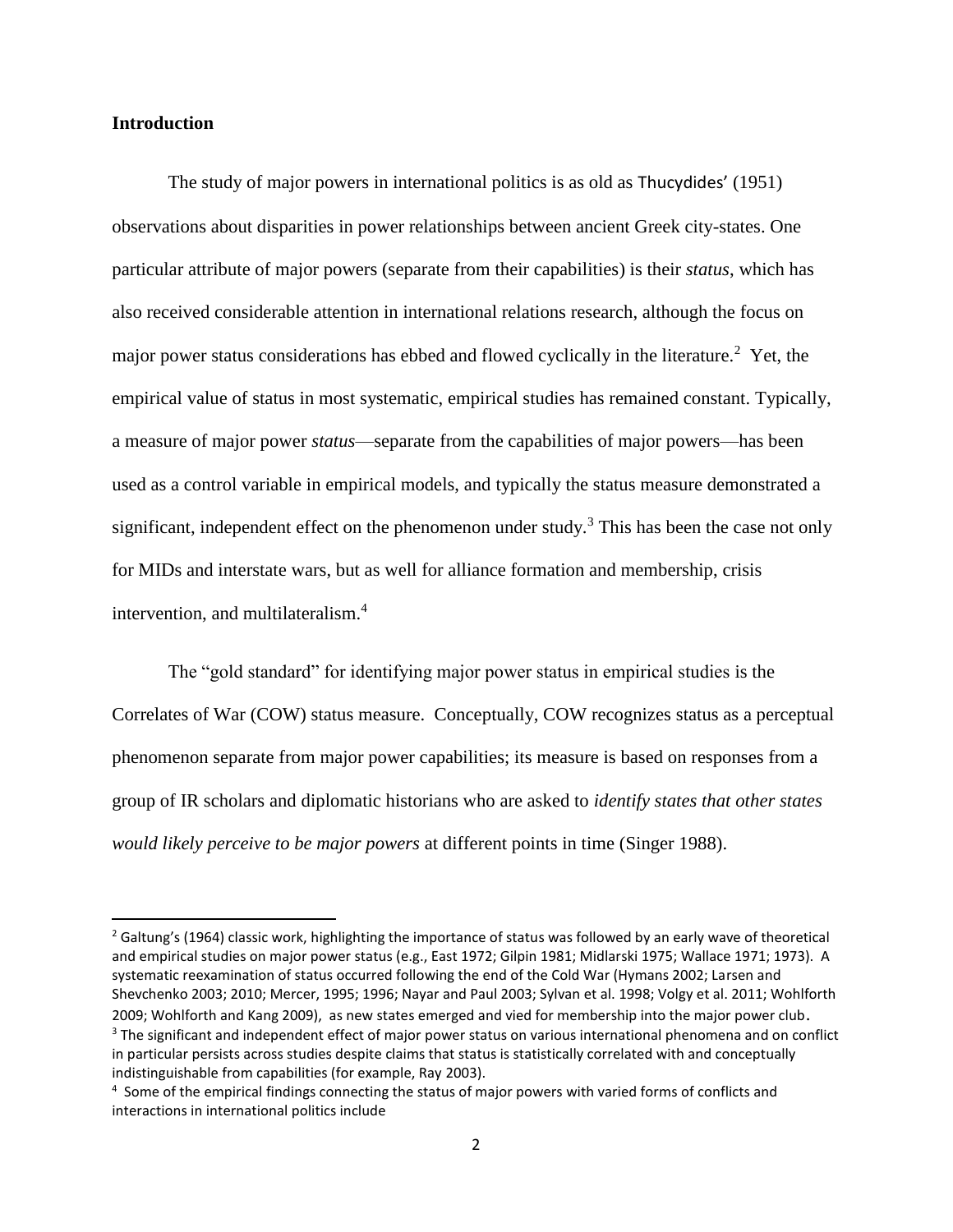## Introduction

The study of major powers in international politics is as old as Thucydides' (1951) observations about disparities in power relationships between ancient Greek city-states. One particular attribute of major powers (separate from their capabilities) is their *status*, which has also received considerable attention in international relations research, although the focus on major power status considerations has ebbed and flowed cyclically in the literature.[2] Yet, the empirical value of status in most systematic, empirical studies has remained constant. Typically, a measure of major power *status*—separate from the capabilities of major powers—has been used as a control variable in empirical models, and typically the status measure demonstrated a significant, independent effect on the phenomenon under study.[3] This has been the case not only for MIDs and interstate wars, but as well for alliance formation and membership, crisis intervention, and multilateralism.[4]

The "gold standard" for identifying major power status in empirical studies is the Correlates of War (COW) status measure. Conceptually, COW recognizes status as a perceptual phenomenon separate from major power capabilities; its measure is based on responses from a group of IR scholars and diplomatic historians who are asked to *identify states that other states would likely perceive to be major powers* at different points in time (Singer 1988).

---

[2] Galtung's (1964) classic work, highlighting the importance of status was followed by an early wave of theoretical and empirical studies on major power status (e.g., East 1972; Gilpin 1981; Midlarski 1975; Wallace 1971; 1973). A systematic reexamination of status occurred following the end of the Cold War (Hymans 2002; Larsen and Shevchenko 2003; 2010; Mercer, 1995; 1996; Nayar and Paul 2003; Sylvan et al. 1998; Volgy et al. 2011; Wohlforth 2009; Wohlforth and Kang 2009), as new states emerged and vied for membership into the major power club.

[3] The significant and independent effect of major power status on various international phenomena and on conflict in particular persists across studies despite claims that status is statistically correlated with and conceptually indistinguishable from capabilities (for example, Ray 2003).

[4] Some of the empirical findings connecting the status of major powers with varied forms of conflicts and interactions in international politics include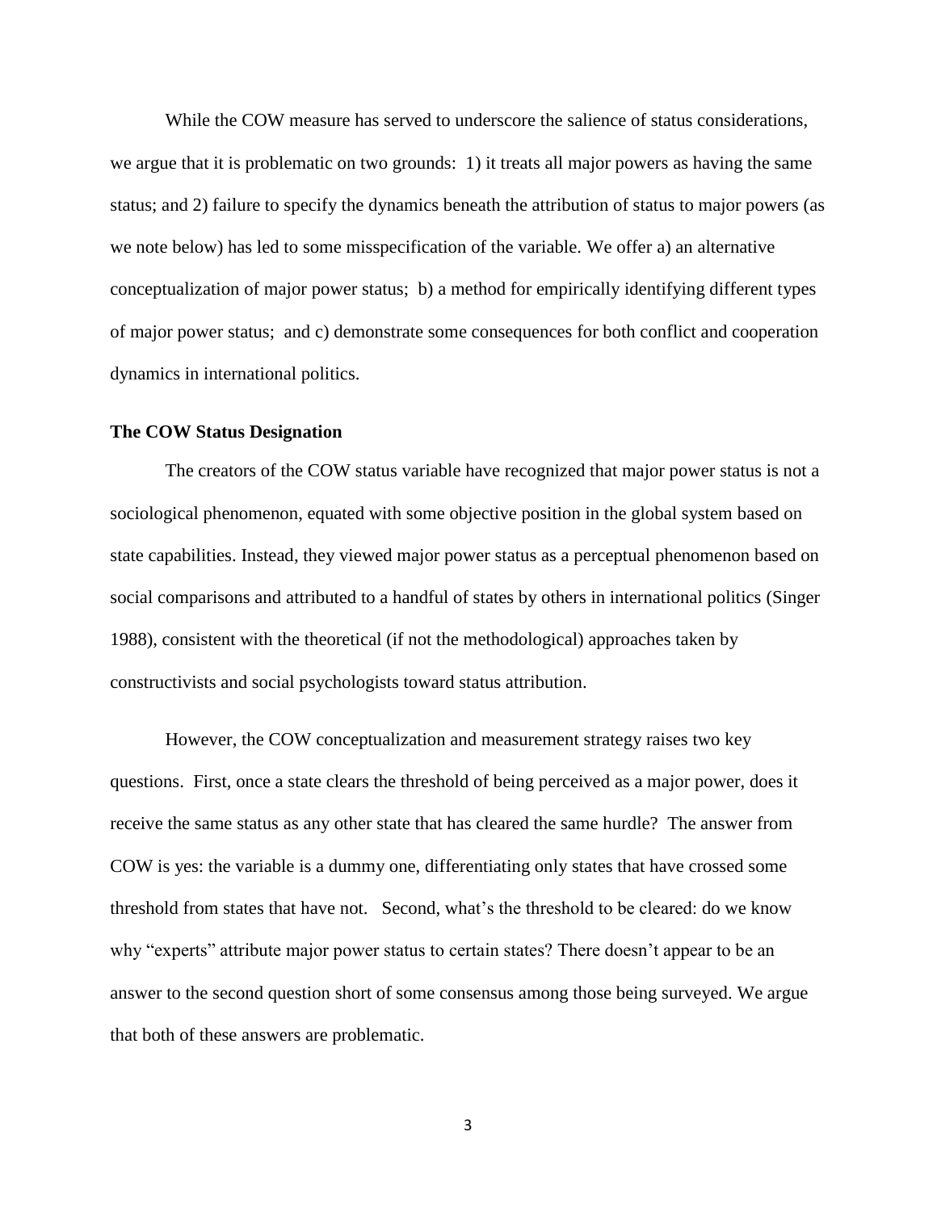While the COW measure has served to underscore the salience of status considerations, we argue that it is problematic on two grounds: 1) it treats all major powers as having the same status; and 2) failure to specify the dynamics beneath the attribution of status to major powers (as we note below) has led to some misspecification of the variable. We offer a) an alternative conceptualization of major power status; b) a method for empirically identifying different types of major power status; and c) demonstrate some consequences for both conflict and cooperation dynamics in international politics.

### The COW Status Designation

The creators of the COW status variable have recognized that major power status is not a sociological phenomenon, equated with some objective position in the global system based on state capabilities. Instead, they viewed major power status as a perceptual phenomenon based on social comparisons and attributed to a handful of states by others in international politics (Singer 1988), consistent with the theoretical (if not the methodological) approaches taken by constructivists and social psychologists toward status attribution.

However, the COW conceptualization and measurement strategy raises two key questions. First, once a state clears the threshold of being perceived as a major power, does it receive the same status as any other state that has cleared the same hurdle? The answer from COW is yes: the variable is a dummy one, differentiating only states that have crossed some threshold from states that have not. Second, what's the threshold to be cleared: do we know why "experts" attribute major power status to certain states? There doesn't appear to be an answer to the second question short of some consensus among those being surveyed. We argue that both of these answers are problematic.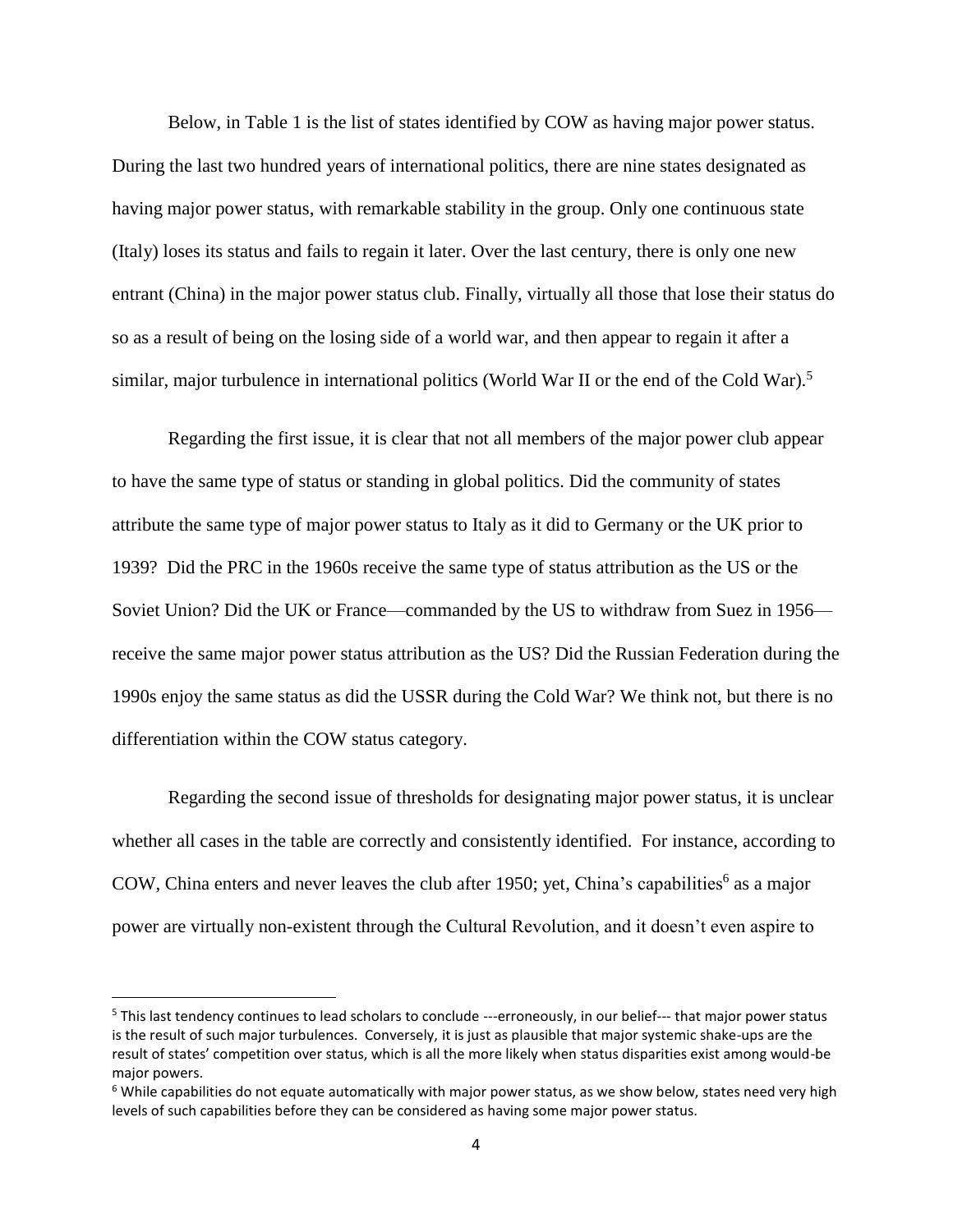Below, in Table 1 is the list of states identified by COW as having major power status. During the last two hundred years of international politics, there are nine states designated as having major power status, with remarkable stability in the group. Only one continuous state (Italy) loses its status and fails to regain it later. Over the last century, there is only one new entrant (China) in the major power status club. Finally, virtually all those that lose their status do so as a result of being on the losing side of a world war, and then appear to regain it after a similar, major turbulence in international politics (World War II or the end of the Cold War).[5]

Regarding the first issue, it is clear that not all members of the major power club appear to have the same type of status or standing in global politics. Did the community of states attribute the same type of major power status to Italy as it did to Germany or the UK prior to 1939? Did the PRC in the 1960s receive the same type of status attribution as the US or the Soviet Union? Did the UK or France—commanded by the US to withdraw from Suez in 1956—receive the same major power status attribution as the US? Did the Russian Federation during the 1990s enjoy the same status as did the USSR during the Cold War? We think not, but there is no differentiation within the COW status category.

Regarding the second issue of thresholds for designating major power status, it is unclear whether all cases in the table are correctly and consistently identified. For instance, according to COW, China enters and never leaves the club after 1950; yet, China's capabilities[6] as a major power are virtually non-existent through the Cultural Revolution, and it doesn't even aspire to

---

[5] This last tendency continues to lead scholars to conclude ---erroneously, in our belief--- that major power status is the result of such major turbulences. Conversely, it is just as plausible that major systemic shake-ups are the result of states' competition over status, which is all the more likely when status disparities exist among would-be major powers.

[6] While capabilities do not equate automatically with major power status, as we show below, states need very high levels of such capabilities before they can be considered as having some major power status.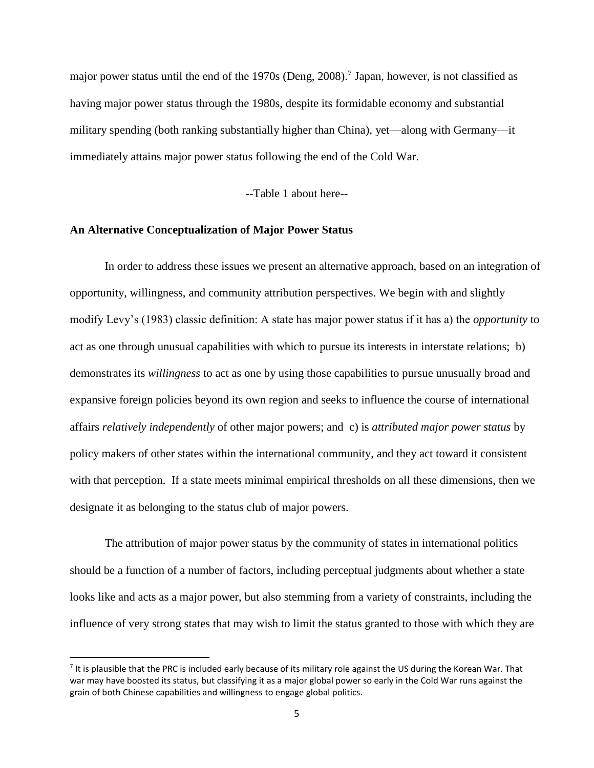major power status until the end of the 1970s (Deng, 2008).[7] Japan, however, is not classified as having major power status through the 1980s, despite its formidable economy and substantial military spending (both ranking substantially higher than China), yet—along with Germany—it immediately attains major power status following the end of the Cold War.

--Table 1 about here--

## An Alternative Conceptualization of Major Power Status

In order to address these issues we present an alternative approach, based on an integration of opportunity, willingness, and community attribution perspectives. We begin with and slightly modify Levy's (1983) classic definition: A state has major power status if it has a) the *opportunity* to act as one through unusual capabilities with which to pursue its interests in interstate relations; b) demonstrates its *willingness* to act as one by using those capabilities to pursue unusually broad and expansive foreign policies beyond its own region and seeks to influence the course of international affairs *relatively independently* of other major powers; and c) is *attributed major power status* by policy makers of other states within the international community, and they act toward it consistent with that perception. If a state meets minimal empirical thresholds on all these dimensions, then we designate it as belonging to the status club of major powers.

The attribution of major power status by the community of states in international politics should be a function of a number of factors, including perceptual judgments about whether a state looks like and acts as a major power, but also stemming from a variety of constraints, including the influence of very strong states that may wish to limit the status granted to those with which they are

[7] It is plausible that the PRC is included early because of its military role against the US during the Korean War. That war may have boosted its status, but classifying it as a major global power so early in the Cold War runs against the grain of both Chinese capabilities and willingness to engage global politics.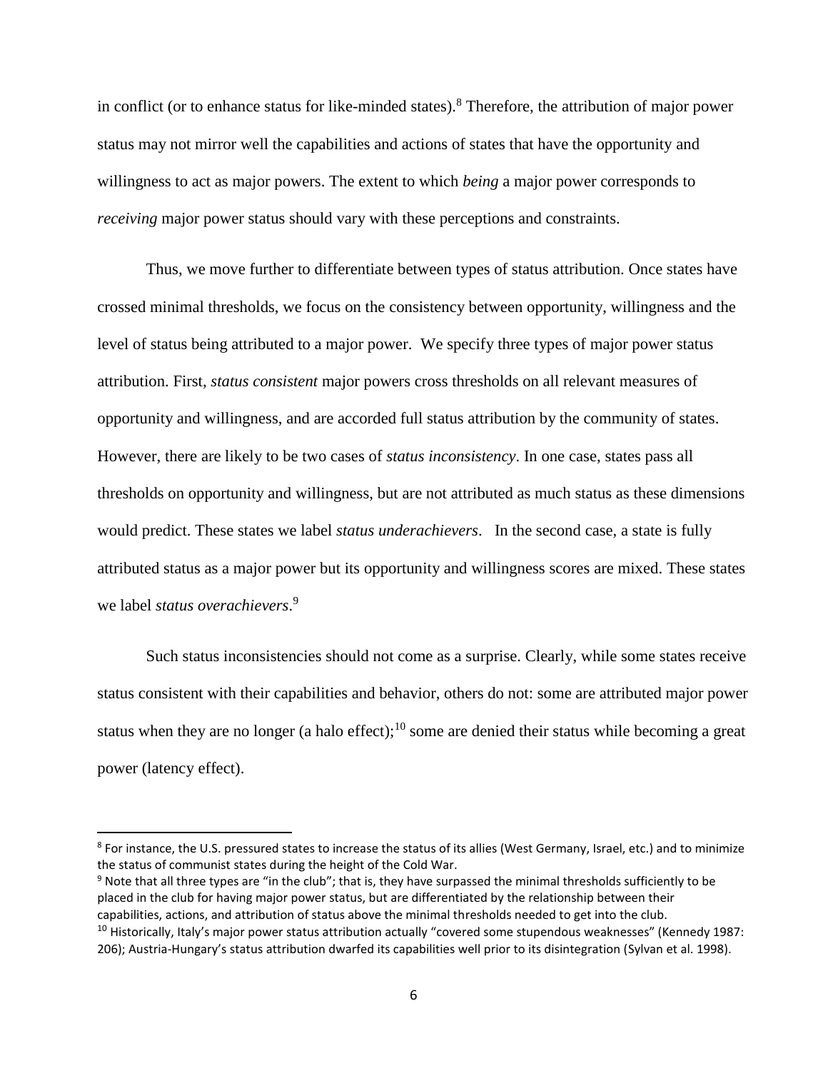in conflict (or to enhance status for like-minded states).[8] Therefore, the attribution of major power status may not mirror well the capabilities and actions of states that have the opportunity and willingness to act as major powers. The extent to which *being* a major power corresponds to *receiving* major power status should vary with these perceptions and constraints.

Thus, we move further to differentiate between types of status attribution. Once states have crossed minimal thresholds, we focus on the consistency between opportunity, willingness and the level of status being attributed to a major power. We specify three types of major power status attribution. First, *status consistent* major powers cross thresholds on all relevant measures of opportunity and willingness, and are accorded full status attribution by the community of states. However, there are likely to be two cases of *status inconsistency*. In one case, states pass all thresholds on opportunity and willingness, but are not attributed as much status as these dimensions would predict. These states we label *status underachievers*. In the second case, a state is fully attributed status as a major power but its opportunity and willingness scores are mixed. These states we label *status overachievers*.[9]

Such status inconsistencies should not come as a surprise. Clearly, while some states receive status consistent with their capabilities and behavior, others do not: some are attributed major power status when they are no longer (a halo effect);[10] some are denied their status while becoming a great power (latency effect).

---

[8] For instance, the U.S. pressured states to increase the status of its allies (West Germany, Israel, etc.) and to minimize the status of communist states during the height of the Cold War.

[9] Note that all three types are "in the club"; that is, they have surpassed the minimal thresholds sufficiently to be placed in the club for having major power status, but are differentiated by the relationship between their capabilities, actions, and attribution of status above the minimal thresholds needed to get into the club.

[10] Historically, Italy's major power status attribution actually "covered some stupendous weaknesses" (Kennedy 1987: 206); Austria-Hungary's status attribution dwarfed its capabilities well prior to its disintegration (Sylvan et al. 1998).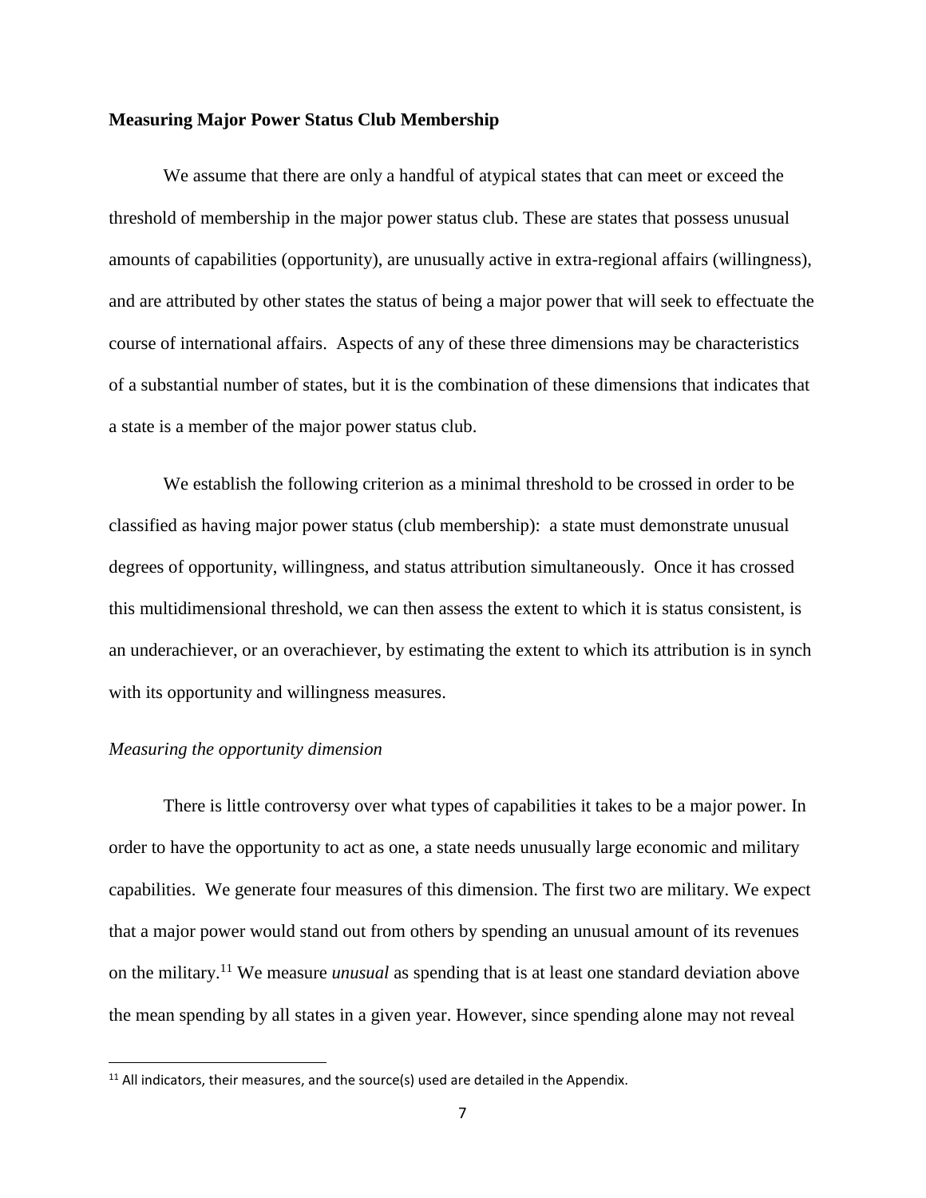**Measuring Major Power Status Club Membership**

We assume that there are only a handful of atypical states that can meet or exceed the threshold of membership in the major power status club. These are states that possess unusual amounts of capabilities (opportunity), are unusually active in extra-regional affairs (willingness), and are attributed by other states the status of being a major power that will seek to effectuate the course of international affairs. Aspects of any of these three dimensions may be characteristics of a substantial number of states, but it is the combination of these dimensions that indicates that a state is a member of the major power status club.

We establish the following criterion as a minimal threshold to be crossed in order to be classified as having major power status (club membership): a state must demonstrate unusual degrees of opportunity, willingness, and status attribution simultaneously. Once it has crossed this multidimensional threshold, we can then assess the extent to which it is status consistent, is an underachiever, or an overachiever, by estimating the extent to which its attribution is in synch with its opportunity and willingness measures.

*Measuring the opportunity dimension*

There is little controversy over what types of capabilities it takes to be a major power. In order to have the opportunity to act as one, a state needs unusually large economic and military capabilities. We generate four measures of this dimension. The first two are military. We expect that a major power would stand out from others by spending an unusual amount of its revenues on the military.[11] We measure *unusual* as spending that is at least one standard deviation above the mean spending by all states in a given year. However, since spending alone may not reveal

[11] All indicators, their measures, and the source(s) used are detailed in the Appendix.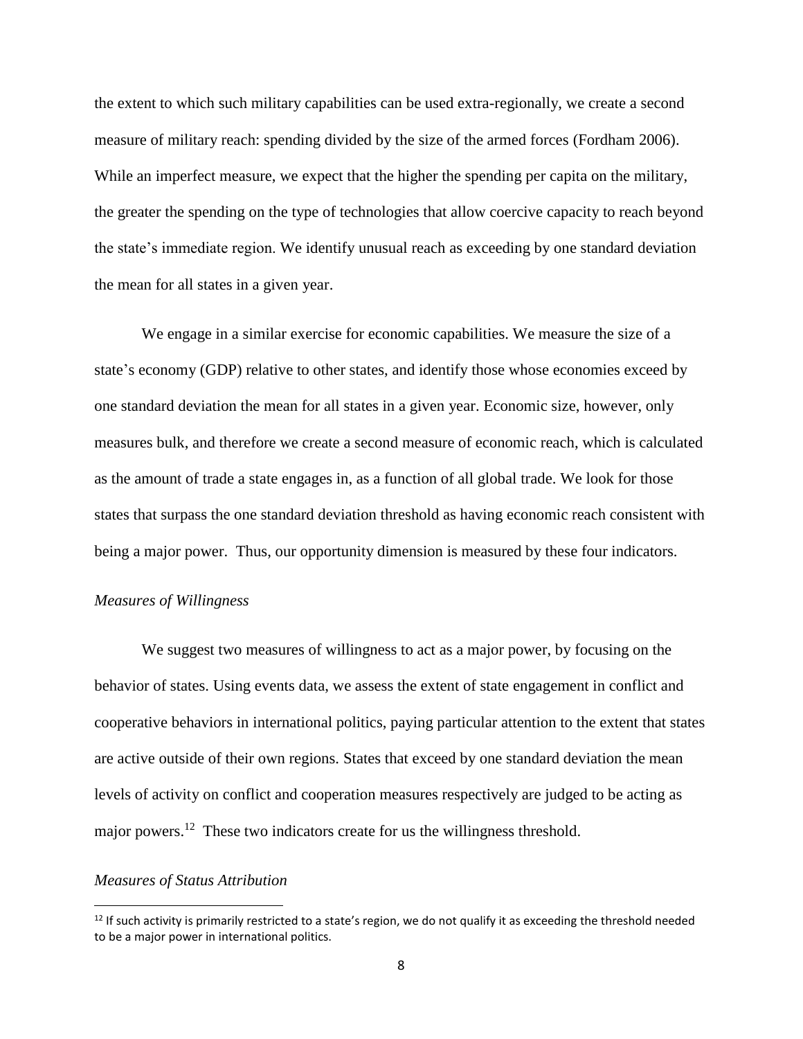the extent to which such military capabilities can be used extra-regionally, we create a second measure of military reach: spending divided by the size of the armed forces (Fordham 2006). While an imperfect measure, we expect that the higher the spending per capita on the military, the greater the spending on the type of technologies that allow coercive capacity to reach beyond the state's immediate region. We identify unusual reach as exceeding by one standard deviation the mean for all states in a given year.

We engage in a similar exercise for economic capabilities. We measure the size of a state's economy (GDP) relative to other states, and identify those whose economies exceed by one standard deviation the mean for all states in a given year. Economic size, however, only measures bulk, and therefore we create a second measure of economic reach, which is calculated as the amount of trade a state engages in, as a function of all global trade. We look for those states that surpass the one standard deviation threshold as having economic reach consistent with being a major power. Thus, our opportunity dimension is measured by these four indicators.

*Measures of Willingness*

We suggest two measures of willingness to act as a major power, by focusing on the behavior of states. Using events data, we assess the extent of state engagement in conflict and cooperative behaviors in international politics, paying particular attention to the extent that states are active outside of their own regions. States that exceed by one standard deviation the mean levels of activity on conflict and cooperation measures respectively are judged to be acting as major powers.[12] These two indicators create for us the willingness threshold.

*Measures of Status Attribution*

[12] If such activity is primarily restricted to a state's region, we do not qualify it as exceeding the threshold needed to be a major power in international politics.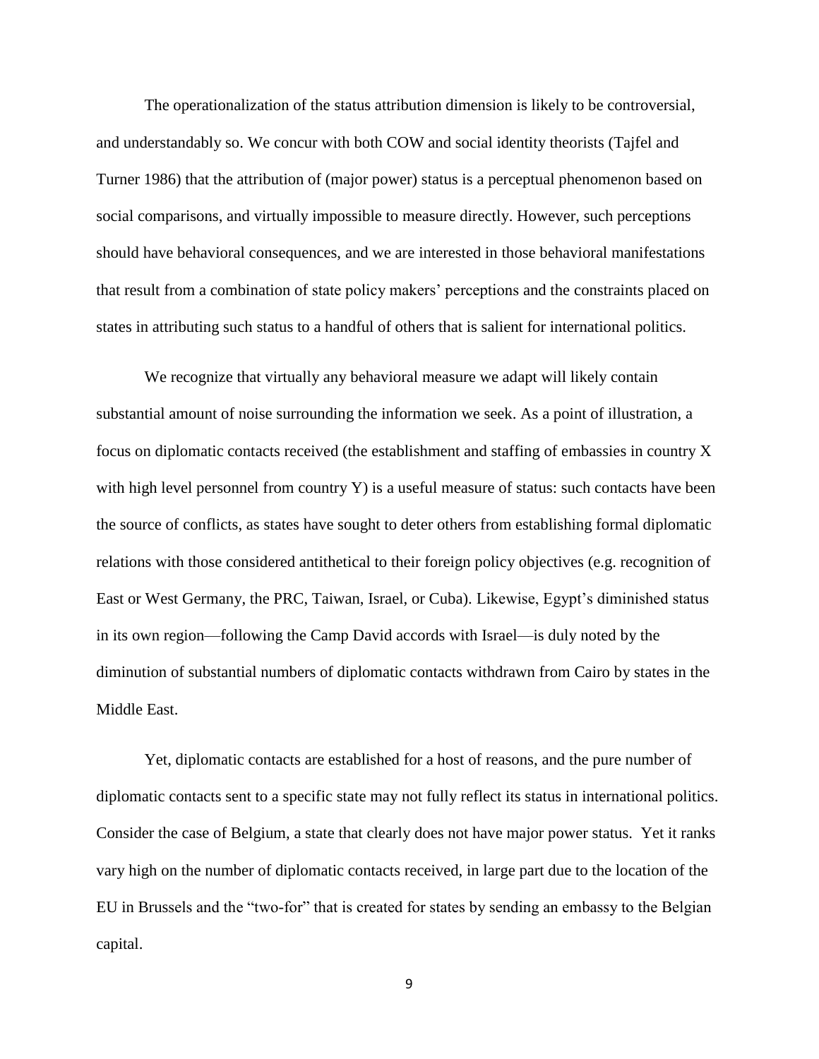The operationalization of the status attribution dimension is likely to be controversial, and understandably so. We concur with both COW and social identity theorists (Tajfel and Turner 1986) that the attribution of (major power) status is a perceptual phenomenon based on social comparisons, and virtually impossible to measure directly. However, such perceptions should have behavioral consequences, and we are interested in those behavioral manifestations that result from a combination of state policy makers' perceptions and the constraints placed on states in attributing such status to a handful of others that is salient for international politics.

We recognize that virtually any behavioral measure we adapt will likely contain substantial amount of noise surrounding the information we seek. As a point of illustration, a focus on diplomatic contacts received (the establishment and staffing of embassies in country X with high level personnel from country Y) is a useful measure of status: such contacts have been the source of conflicts, as states have sought to deter others from establishing formal diplomatic relations with those considered antithetical to their foreign policy objectives (e.g. recognition of East or West Germany, the PRC, Taiwan, Israel, or Cuba). Likewise, Egypt's diminished status in its own region—following the Camp David accords with Israel—is duly noted by the diminution of substantial numbers of diplomatic contacts withdrawn from Cairo by states in the Middle East.

Yet, diplomatic contacts are established for a host of reasons, and the pure number of diplomatic contacts sent to a specific state may not fully reflect its status in international politics. Consider the case of Belgium, a state that clearly does not have major power status. Yet it ranks vary high on the number of diplomatic contacts received, in large part due to the location of the EU in Brussels and the "two-for" that is created for states by sending an embassy to the Belgian capital.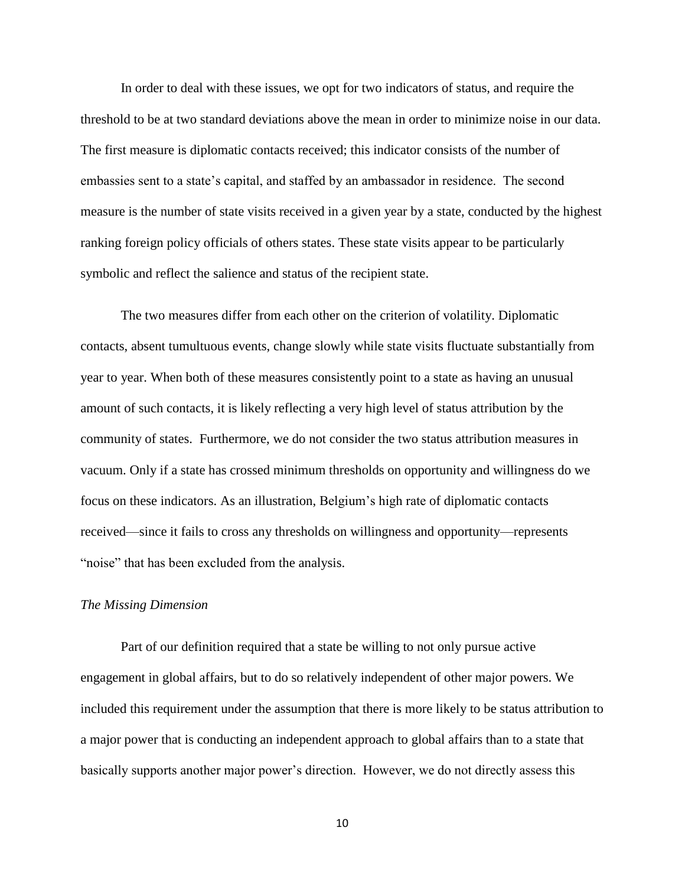In order to deal with these issues, we opt for two indicators of status, and require the threshold to be at two standard deviations above the mean in order to minimize noise in our data. The first measure is diplomatic contacts received; this indicator consists of the number of embassies sent to a state's capital, and staffed by an ambassador in residence. The second measure is the number of state visits received in a given year by a state, conducted by the highest ranking foreign policy officials of others states. These state visits appear to be particularly symbolic and reflect the salience and status of the recipient state.

The two measures differ from each other on the criterion of volatility. Diplomatic contacts, absent tumultuous events, change slowly while state visits fluctuate substantially from year to year. When both of these measures consistently point to a state as having an unusual amount of such contacts, it is likely reflecting a very high level of status attribution by the community of states. Furthermore, we do not consider the two status attribution measures in vacuum. Only if a state has crossed minimum thresholds on opportunity and willingness do we focus on these indicators. As an illustration, Belgium's high rate of diplomatic contacts received—since it fails to cross any thresholds on willingness and opportunity—represents "noise" that has been excluded from the analysis.

*The Missing Dimension*

Part of our definition required that a state be willing to not only pursue active engagement in global affairs, but to do so relatively independent of other major powers. We included this requirement under the assumption that there is more likely to be status attribution to a major power that is conducting an independent approach to global affairs than to a state that basically supports another major power's direction. However, we do not directly assess this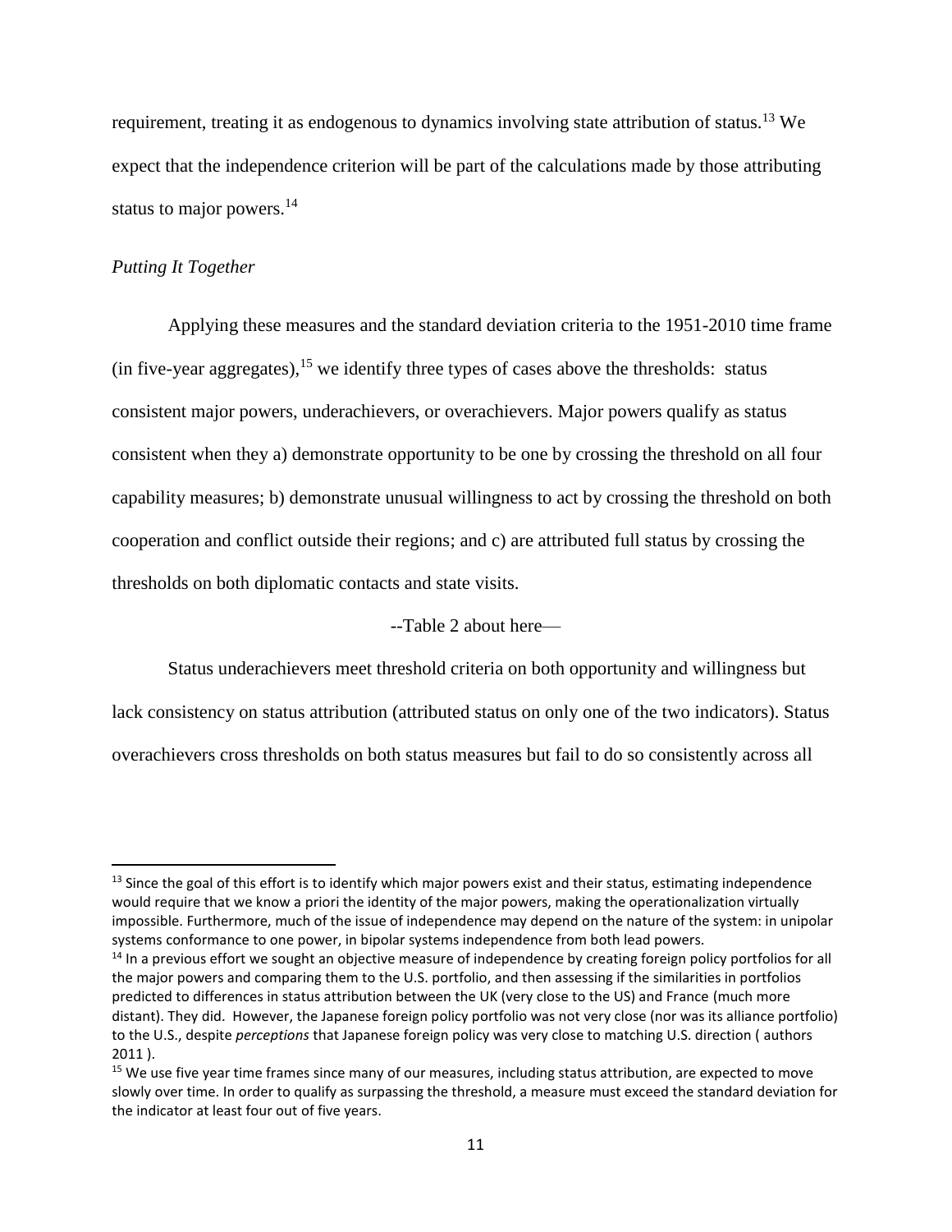requirement, treating it as endogenous to dynamics involving state attribution of status.[13] We expect that the independence criterion will be part of the calculations made by those attributing status to major powers.[14]

*Putting It Together*

Applying these measures and the standard deviation criteria to the 1951-2010 time frame (in five-year aggregates),[15] we identify three types of cases above the thresholds: status consistent major powers, underachievers, or overachievers. Major powers qualify as status consistent when they a) demonstrate opportunity to be one by crossing the threshold on all four capability measures; b) demonstrate unusual willingness to act by crossing the threshold on both cooperation and conflict outside their regions; and c) are attributed full status by crossing the thresholds on both diplomatic contacts and state visits.

--Table 2 about here—

Status underachievers meet threshold criteria on both opportunity and willingness but lack consistency on status attribution (attributed status on only one of the two indicators). Status overachievers cross thresholds on both status measures but fail to do so consistently across all

---

[13] Since the goal of this effort is to identify which major powers exist and their status, estimating independence would require that we know a priori the identity of the major powers, making the operationalization virtually impossible. Furthermore, much of the issue of independence may depend on the nature of the system: in unipolar systems conformance to one power, in bipolar systems independence from both lead powers.

[14] In a previous effort we sought an objective measure of independence by creating foreign policy portfolios for all the major powers and comparing them to the U.S. portfolio, and then assessing if the similarities in portfolios predicted to differences in status attribution between the UK (very close to the US) and France (much more distant). They did. However, the Japanese foreign policy portfolio was not very close (nor was its alliance portfolio) to the U.S., despite *perceptions* that Japanese foreign policy was very close to matching U.S. direction ( authors 2011 ).

[15] We use five year time frames since many of our measures, including status attribution, are expected to move slowly over time. In order to qualify as surpassing the threshold, a measure must exceed the standard deviation for the indicator at least four out of five years.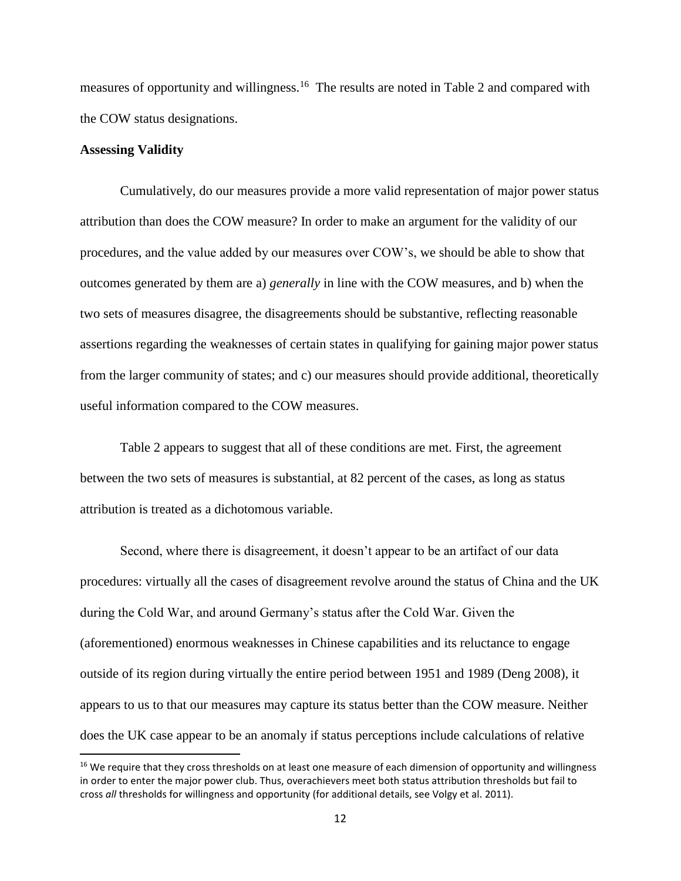measures of opportunity and willingness.[16] The results are noted in Table 2 and compared with the COW status designations.

**Assessing Validity**

Cumulatively, do our measures provide a more valid representation of major power status attribution than does the COW measure? In order to make an argument for the validity of our procedures, and the value added by our measures over COW's, we should be able to show that outcomes generated by them are a) *generally* in line with the COW measures, and b) when the two sets of measures disagree, the disagreements should be substantive, reflecting reasonable assertions regarding the weaknesses of certain states in qualifying for gaining major power status from the larger community of states; and c) our measures should provide additional, theoretically useful information compared to the COW measures.

Table 2 appears to suggest that all of these conditions are met. First, the agreement between the two sets of measures is substantial, at 82 percent of the cases, as long as status attribution is treated as a dichotomous variable.

Second, where there is disagreement, it doesn't appear to be an artifact of our data procedures: virtually all the cases of disagreement revolve around the status of China and the UK during the Cold War, and around Germany's status after the Cold War. Given the (aforementioned) enormous weaknesses in Chinese capabilities and its reluctance to engage outside of its region during virtually the entire period between 1951 and 1989 (Deng 2008), it appears to us to that our measures may capture its status better than the COW measure. Neither does the UK case appear to be an anomaly if status perceptions include calculations of relative

[16] We require that they cross thresholds on at least one measure of each dimension of opportunity and willingness in order to enter the major power club. Thus, overachievers meet both status attribution thresholds but fail to cross *all* thresholds for willingness and opportunity (for additional details, see Volgy et al. 2011).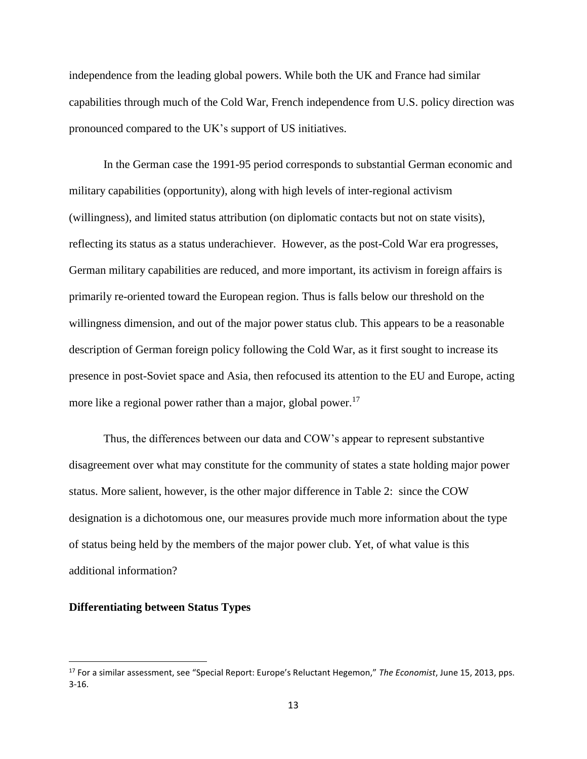independence from the leading global powers. While both the UK and France had similar capabilities through much of the Cold War, French independence from U.S. policy direction was pronounced compared to the UK's support of US initiatives.

In the German case the 1991-95 period corresponds to substantial German economic and military capabilities (opportunity), along with high levels of inter-regional activism (willingness), and limited status attribution (on diplomatic contacts but not on state visits), reflecting its status as a status underachiever. However, as the post-Cold War era progresses, German military capabilities are reduced, and more important, its activism in foreign affairs is primarily re-oriented toward the European region. Thus is falls below our threshold on the willingness dimension, and out of the major power status club. This appears to be a reasonable description of German foreign policy following the Cold War, as it first sought to increase its presence in post-Soviet space and Asia, then refocused its attention to the EU and Europe, acting more like a regional power rather than a major, global power.[17]

Thus, the differences between our data and COW's appear to represent substantive disagreement over what may constitute for the community of states a state holding major power status. More salient, however, is the other major difference in Table 2: since the COW designation is a dichotomous one, our measures provide much more information about the type of status being held by the members of the major power club. Yet, of what value is this additional information?

**Differentiating between Status Types**

---

[17] For a similar assessment, see "Special Report: Europe's Reluctant Hegemon," *The Economist*, June 15, 2013, pps. 3-16.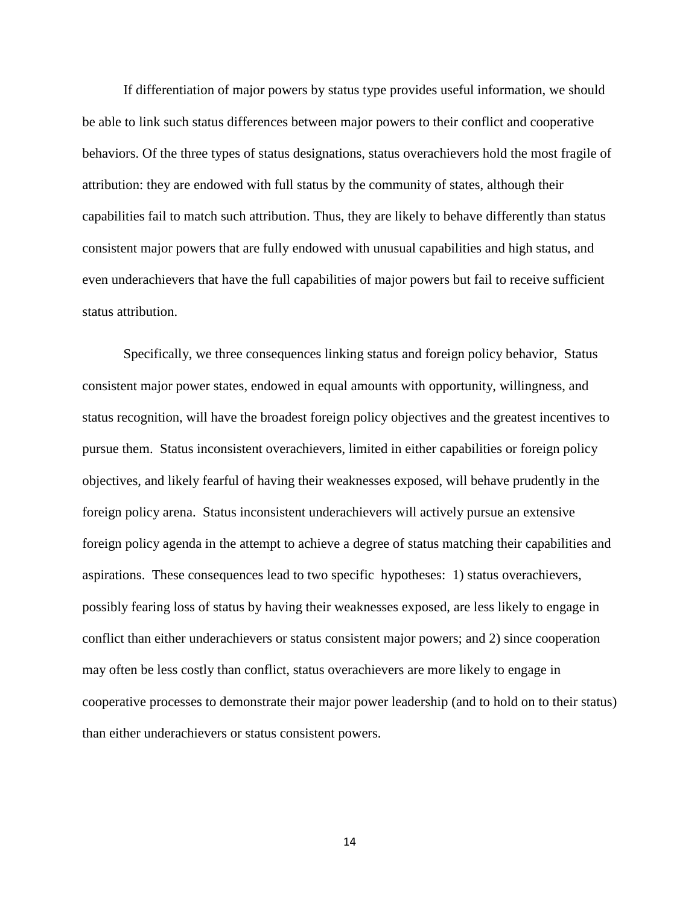If differentiation of major powers by status type provides useful information, we should be able to link such status differences between major powers to their conflict and cooperative behaviors. Of the three types of status designations, status overachievers hold the most fragile of attribution: they are endowed with full status by the community of states, although their capabilities fail to match such attribution. Thus, they are likely to behave differently than status consistent major powers that are fully endowed with unusual capabilities and high status, and even underachievers that have the full capabilities of major powers but fail to receive sufficient status attribution.

Specifically, we three consequences linking status and foreign policy behavior, Status consistent major power states, endowed in equal amounts with opportunity, willingness, and status recognition, will have the broadest foreign policy objectives and the greatest incentives to pursue them. Status inconsistent overachievers, limited in either capabilities or foreign policy objectives, and likely fearful of having their weaknesses exposed, will behave prudently in the foreign policy arena. Status inconsistent underachievers will actively pursue an extensive foreign policy agenda in the attempt to achieve a degree of status matching their capabilities and aspirations. These consequences lead to two specific hypotheses: 1) status overachievers, possibly fearing loss of status by having their weaknesses exposed, are less likely to engage in conflict than either underachievers or status consistent major powers; and 2) since cooperation may often be less costly than conflict, status overachievers are more likely to engage in cooperative processes to demonstrate their major power leadership (and to hold on to their status) than either underachievers or status consistent powers.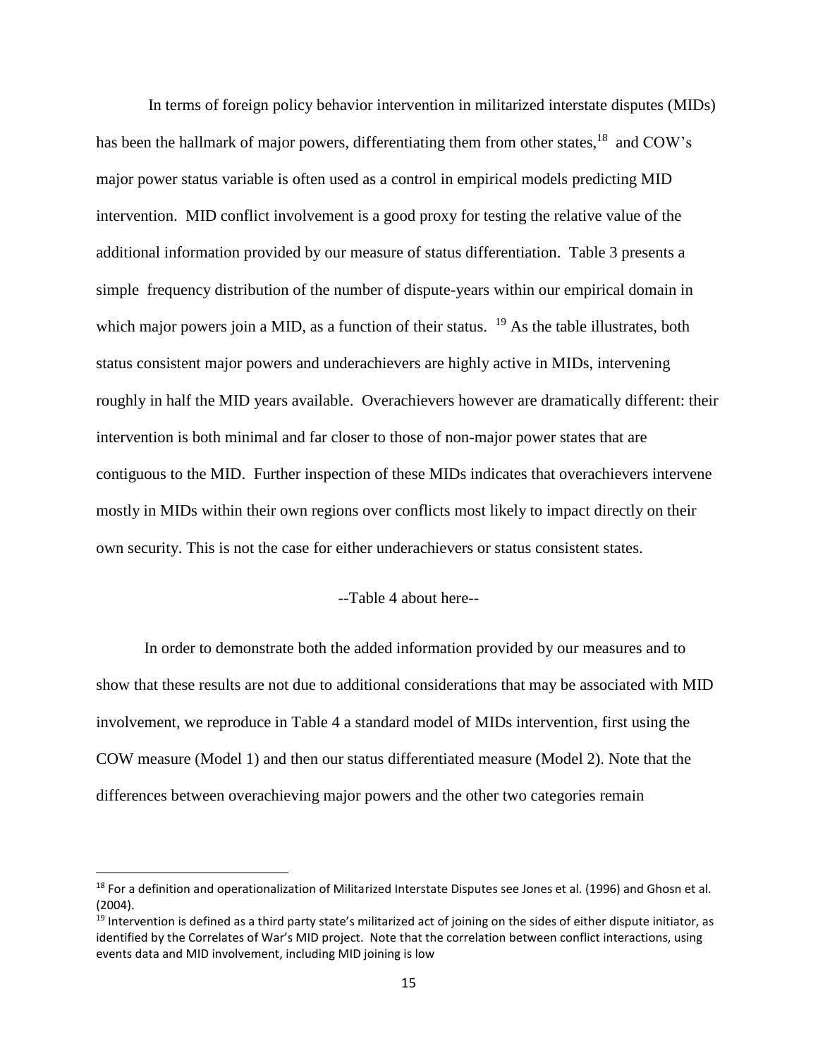In terms of foreign policy behavior intervention in militarized interstate disputes (MIDs) has been the hallmark of major powers, differentiating them from other states,[18] and COW's major power status variable is often used as a control in empirical models predicting MID intervention. MID conflict involvement is a good proxy for testing the relative value of the additional information provided by our measure of status differentiation. Table 3 presents a simple frequency distribution of the number of dispute-years within our empirical domain in which major powers join a MID, as a function of their status. [19] As the table illustrates, both status consistent major powers and underachievers are highly active in MIDs, intervening roughly in half the MID years available. Overachievers however are dramatically different: their intervention is both minimal and far closer to those of non-major power states that are contiguous to the MID. Further inspection of these MIDs indicates that overachievers intervene mostly in MIDs within their own regions over conflicts most likely to impact directly on their own security. This is not the case for either underachievers or status consistent states.

--Table 4 about here--

In order to demonstrate both the added information provided by our measures and to show that these results are not due to additional considerations that may be associated with MID involvement, we reproduce in Table 4 a standard model of MIDs intervention, first using the COW measure (Model 1) and then our status differentiated measure (Model 2). Note that the differences between overachieving major powers and the other two categories remain

[18] For a definition and operationalization of Militarized Interstate Disputes see Jones et al. (1996) and Ghosn et al. (2004).

[19] Intervention is defined as a third party state's militarized act of joining on the sides of either dispute initiator, as identified by the Correlates of War's MID project. Note that the correlation between conflict interactions, using events data and MID involvement, including MID joining is low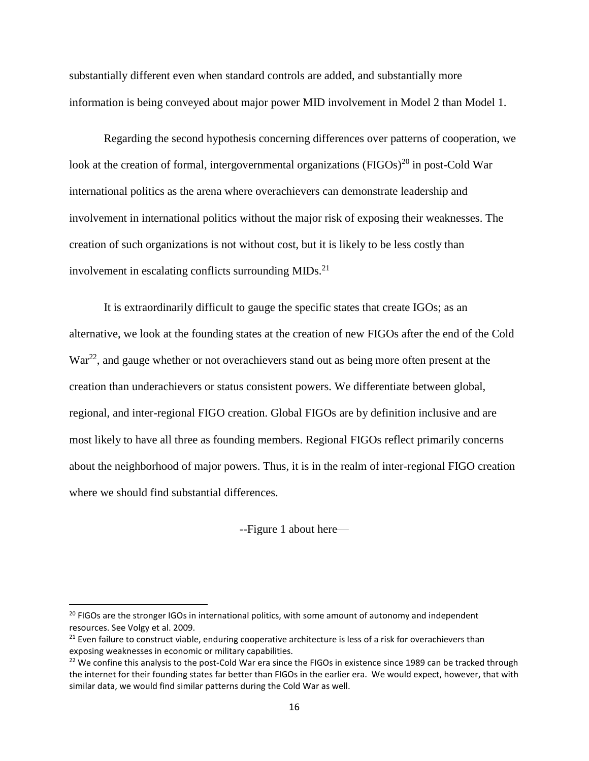substantially different even when standard controls are added, and substantially more information is being conveyed about major power MID involvement in Model 2 than Model 1.

Regarding the second hypothesis concerning differences over patterns of cooperation, we look at the creation of formal, intergovernmental organizations (FIGOs)[20] in post-Cold War international politics as the arena where overachievers can demonstrate leadership and involvement in international politics without the major risk of exposing their weaknesses. The creation of such organizations is not without cost, but it is likely to be less costly than involvement in escalating conflicts surrounding MIDs.[21]

It is extraordinarily difficult to gauge the specific states that create IGOs; as an alternative, we look at the founding states at the creation of new FIGOs after the end of the Cold War[22], and gauge whether or not overachievers stand out as being more often present at the creation than underachievers or status consistent powers. We differentiate between global, regional, and inter-regional FIGO creation. Global FIGOs are by definition inclusive and are most likely to have all three as founding members. Regional FIGOs reflect primarily concerns about the neighborhood of major powers. Thus, it is in the realm of inter-regional FIGO creation where we should find substantial differences.

--Figure 1 about here—

[20] FIGOs are the stronger IGOs in international politics, with some amount of autonomy and independent resources. See Volgy et al. 2009.

[21] Even failure to construct viable, enduring cooperative architecture is less of a risk for overachievers than exposing weaknesses in economic or military capabilities.

[22] We confine this analysis to the post-Cold War era since the FIGOs in existence since 1989 can be tracked through the internet for their founding states far better than FIGOs in the earlier era. We would expect, however, that with similar data, we would find similar patterns during the Cold War as well.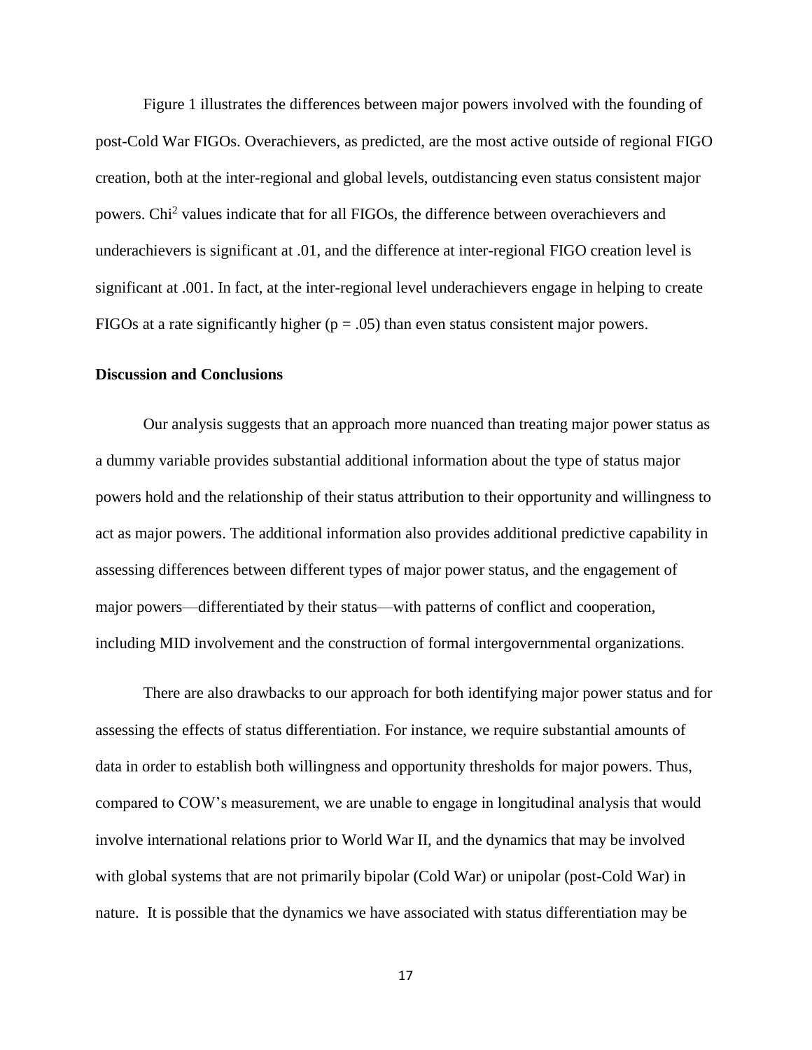Figure 1 illustrates the differences between major powers involved with the founding of post-Cold War FIGOs. Overachievers, as predicted, are the most active outside of regional FIGO creation, both at the inter-regional and global levels, outdistancing even status consistent major powers. $Chi^2$ values indicate that for all FIGOs, the difference between overachievers and underachievers is significant at .01, and the difference at inter-regional FIGO creation level is significant at .001. In fact, at the inter-regional level underachievers engage in helping to create FIGOs at a rate significantly higher ($p = .05$) than even status consistent major powers.

**Discussion and Conclusions**

Our analysis suggests that an approach more nuanced than treating major power status as a dummy variable provides substantial additional information about the type of status major powers hold and the relationship of their status attribution to their opportunity and willingness to act as major powers. The additional information also provides additional predictive capability in assessing differences between different types of major power status, and the engagement of major powers—differentiated by their status—with patterns of conflict and cooperation, including MID involvement and the construction of formal intergovernmental organizations.

There are also drawbacks to our approach for both identifying major power status and for assessing the effects of status differentiation. For instance, we require substantial amounts of data in order to establish both willingness and opportunity thresholds for major powers. Thus, compared to COW's measurement, we are unable to engage in longitudinal analysis that would involve international relations prior to World War II, and the dynamics that may be involved with global systems that are not primarily bipolar (Cold War) or unipolar (post-Cold War) in nature. It is possible that the dynamics we have associated with status differentiation may be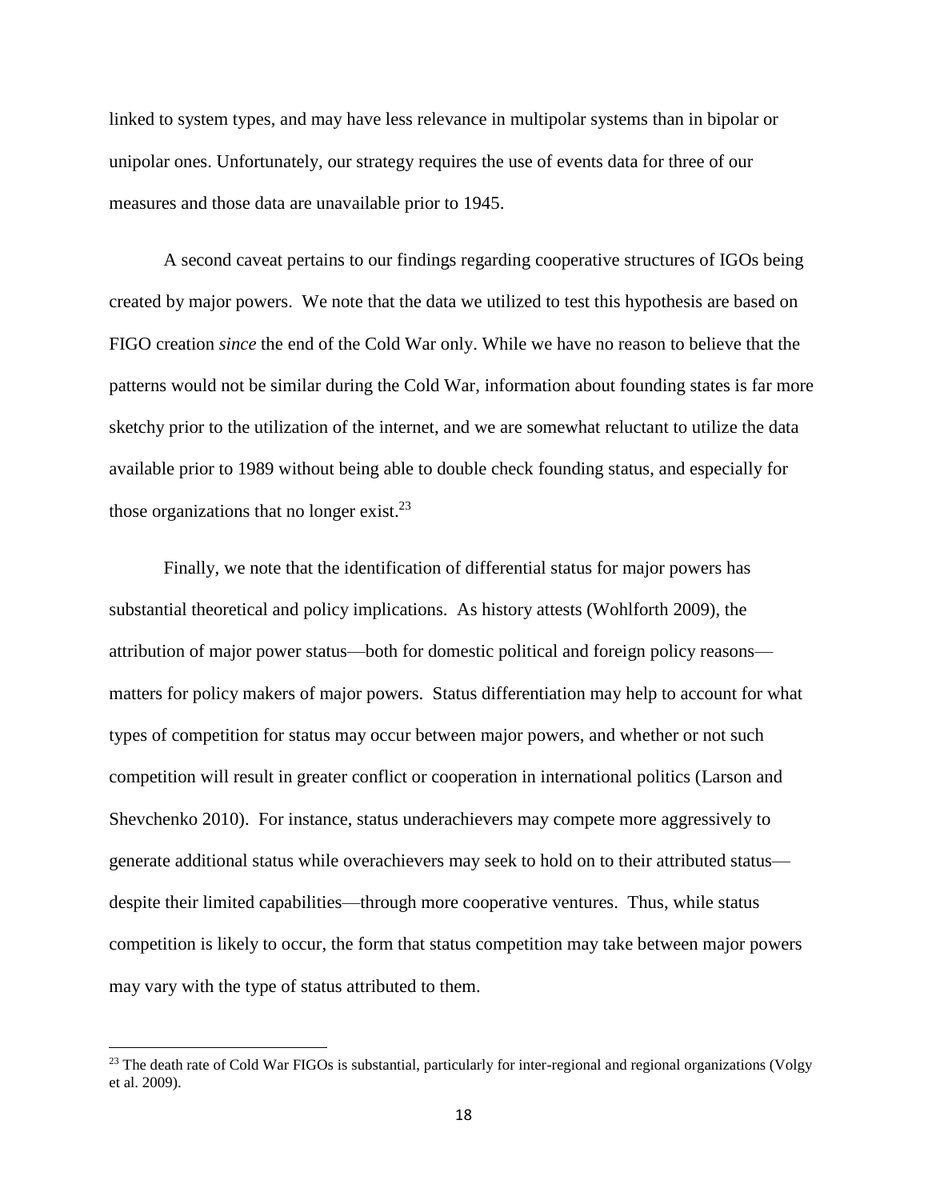linked to system types, and may have less relevance in multipolar systems than in bipolar or unipolar ones. Unfortunately, our strategy requires the use of events data for three of our measures and those data are unavailable prior to 1945.

A second caveat pertains to our findings regarding cooperative structures of IGOs being created by major powers. We note that the data we utilized to test this hypothesis are based on FIGO creation *since* the end of the Cold War only. While we have no reason to believe that the patterns would not be similar during the Cold War, information about founding states is far more sketchy prior to the utilization of the internet, and we are somewhat reluctant to utilize the data available prior to 1989 without being able to double check founding status, and especially for those organizations that no longer exist.[23]

Finally, we note that the identification of differential status for major powers has substantial theoretical and policy implications. As history attests (Wohlforth 2009), the attribution of major power status—both for domestic political and foreign policy reasons—matters for policy makers of major powers. Status differentiation may help to account for what types of competition for status may occur between major powers, and whether or not such competition will result in greater conflict or cooperation in international politics (Larson and Shevchenko 2010). For instance, status underachievers may compete more aggressively to generate additional status while overachievers may seek to hold on to their attributed status—despite their limited capabilities—through more cooperative ventures. Thus, while status competition is likely to occur, the form that status competition may take between major powers may vary with the type of status attributed to them.

[23] The death rate of Cold War FIGOs is substantial, particularly for inter-regional and regional organizations (Volgy et al. 2009).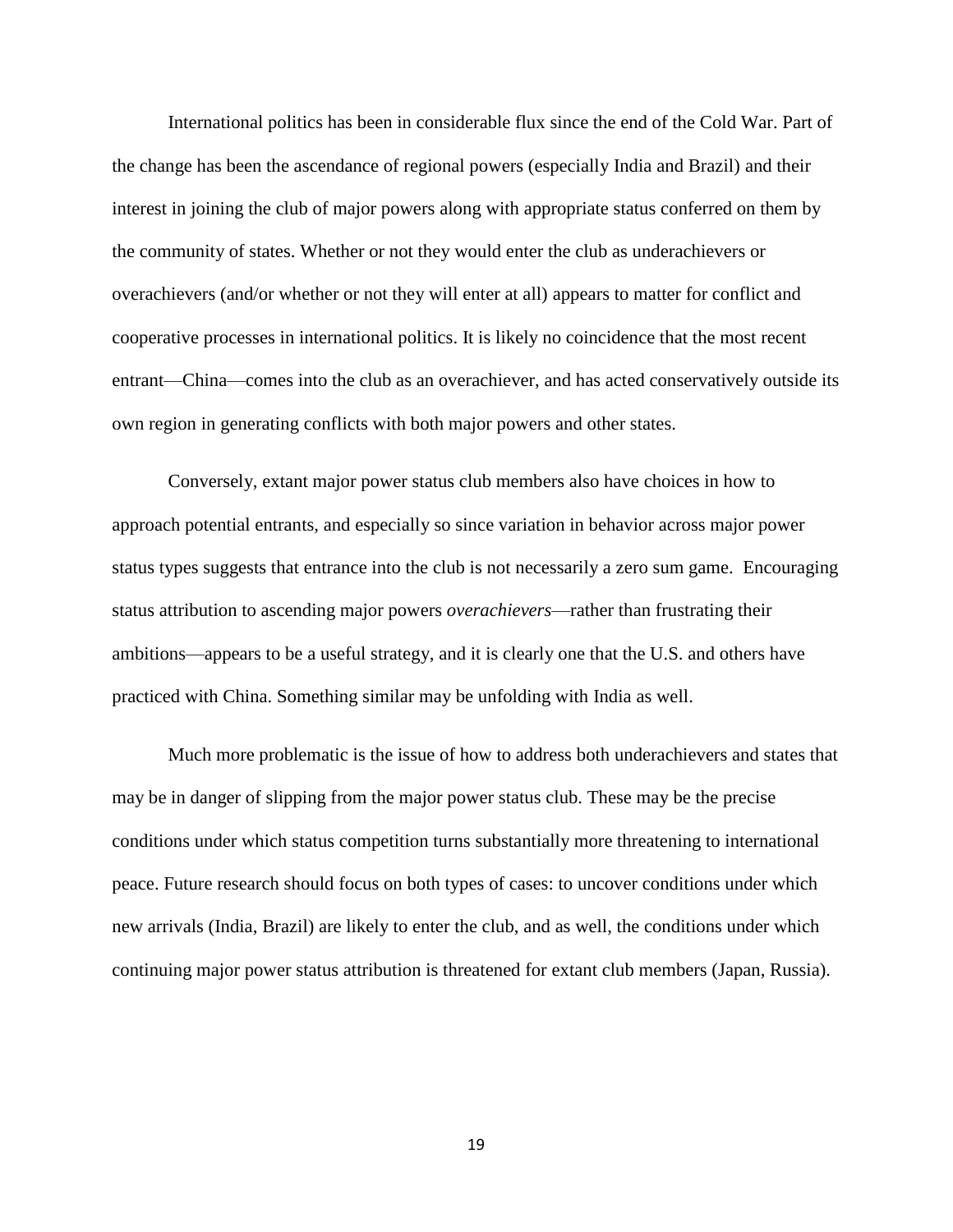International politics has been in considerable flux since the end of the Cold War. Part of the change has been the ascendance of regional powers (especially India and Brazil) and their interest in joining the club of major powers along with appropriate status conferred on them by the community of states. Whether or not they would enter the club as underachievers or overachievers (and/or whether or not they will enter at all) appears to matter for conflict and cooperative processes in international politics. It is likely no coincidence that the most recent entrant—China—comes into the club as an overachiever, and has acted conservatively outside its own region in generating conflicts with both major powers and other states.

Conversely, extant major power status club members also have choices in how to approach potential entrants, and especially so since variation in behavior across major power status types suggests that entrance into the club is not necessarily a zero sum game. Encouraging status attribution to ascending major powers *overachievers*—rather than frustrating their ambitions—appears to be a useful strategy, and it is clearly one that the U.S. and others have practiced with China. Something similar may be unfolding with India as well.

Much more problematic is the issue of how to address both underachievers and states that may be in danger of slipping from the major power status club. These may be the precise conditions under which status competition turns substantially more threatening to international peace. Future research should focus on both types of cases: to uncover conditions under which new arrivals (India, Brazil) are likely to enter the club, and as well, the conditions under which continuing major power status attribution is threatened for extant club members (Japan, Russia).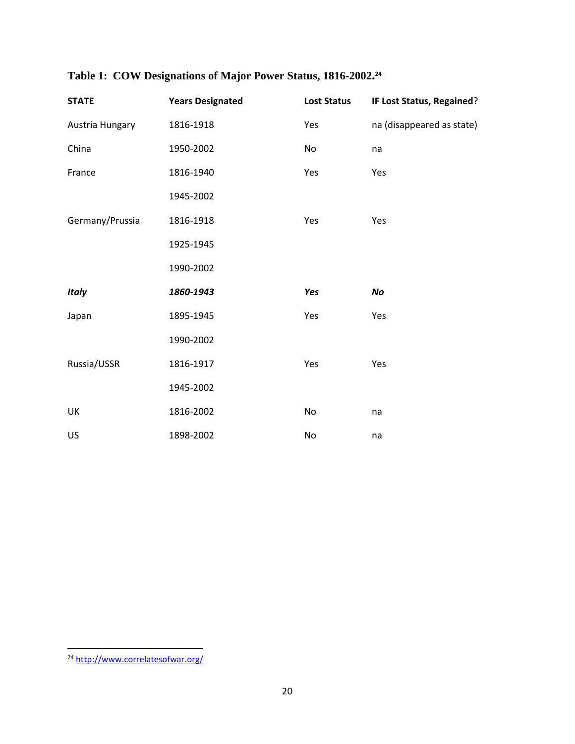**Table 1: COW Designations of Major Power Status, 1816-2002.**[24]

| **STATE** | **Years Designated** | **Lost Status** | **IF Lost Status, Regained?** |
|---|---|---|---|
| Austria Hungary | 1816-1918 | Yes | na (disappeared as state) |
| China | 1950-2002 | No | na |
| France | 1816-1940 | Yes | Yes |
| | 1945-2002 | | |
| Germany/Prussia | 1816-1918 | Yes | Yes |
| | 1925-1945 | | |
| | 1990-2002 | | |
| ***Italy*** | ***1860-1943*** | ***Yes*** | ***No*** |
| Japan | 1895-1945 | Yes | Yes |
| | 1990-2002 | | |
| Russia/USSR | 1816-1917 | Yes | Yes |
| | 1945-2002 | | |
| UK | 1816-2002 | No | na |
| US | 1898-2002 | No | na |

[24] http://www.correlatesofwar.org/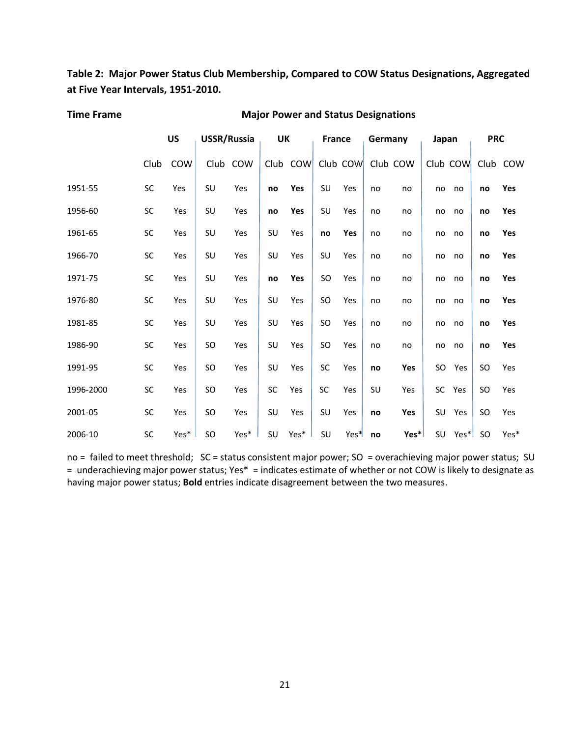**Table 2: Major Power Status Club Membership, Compared to COW Status Designations, Aggregated at Five Year Intervals, 1951-2010.**

| Time Frame | Major Power and Status Designations | | | | | | | | | | | | | |
|---|---|---|---|---|---|---|---|---|---|---|---|---|---|---|
| | US | | USSR/Russia | | UK | | France | | Germany | | Japan | | PRC | |
| | Club | COW | Club | COW | Club | COW | Club | COW | Club | COW | Club | COW | Club | COW |
| 1951-55 | SC | Yes | SU | Yes | **no** | **Yes** | SU | Yes | no | no | no | no | **no** | **Yes** |
| 1956-60 | SC | Yes | SU | Yes | **no** | **Yes** | SU | Yes | no | no | no | no | **no** | **Yes** |
| 1961-65 | SC | Yes | SU | Yes | SU | Yes | **no** | **Yes** | no | no | no | no | **no** | **Yes** |
| 1966-70 | SC | Yes | SU | Yes | SU | Yes | SU | Yes | no | no | no | no | **no** | **Yes** |
| 1971-75 | SC | Yes | SU | Yes | **no** | **Yes** | SO | Yes | no | no | no | no | **no** | **Yes** |
| 1976-80 | SC | Yes | SU | Yes | SU | Yes | SO | Yes | no | no | no | no | **no** | **Yes** |
| 1981-85 | SC | Yes | SU | Yes | SU | Yes | SO | Yes | no | no | no | no | **no** | **Yes** |
| 1986-90 | SC | Yes | SO | Yes | SU | Yes | SO | Yes | no | no | no | no | **no** | **Yes** |
| 1991-95 | SC | Yes | SO | Yes | SU | Yes | SC | Yes | **no** | **Yes** | SO | Yes | SO | Yes |
| 1996-2000 | SC | Yes | SO | Yes | SC | Yes | SC | Yes | SU | Yes | SC | Yes | SO | Yes |
| 2001-05 | SC | Yes | SO | Yes | SU | Yes | SU | Yes | **no** | **Yes** | SU | Yes | SO | Yes |
| 2006-10 | SC | Yes* | SO | Yes* | SU | Yes* | SU | Yes* | **no** | **Yes*** | SU | Yes* | SO | Yes* |

no = failed to meet threshold; SC = status consistent major power; SO = overachieving major power status; SU = underachieving major power status; Yes* = indicates estimate of whether or not COW is likely to designate as having major power status; **Bold** entries indicate disagreement between the two measures.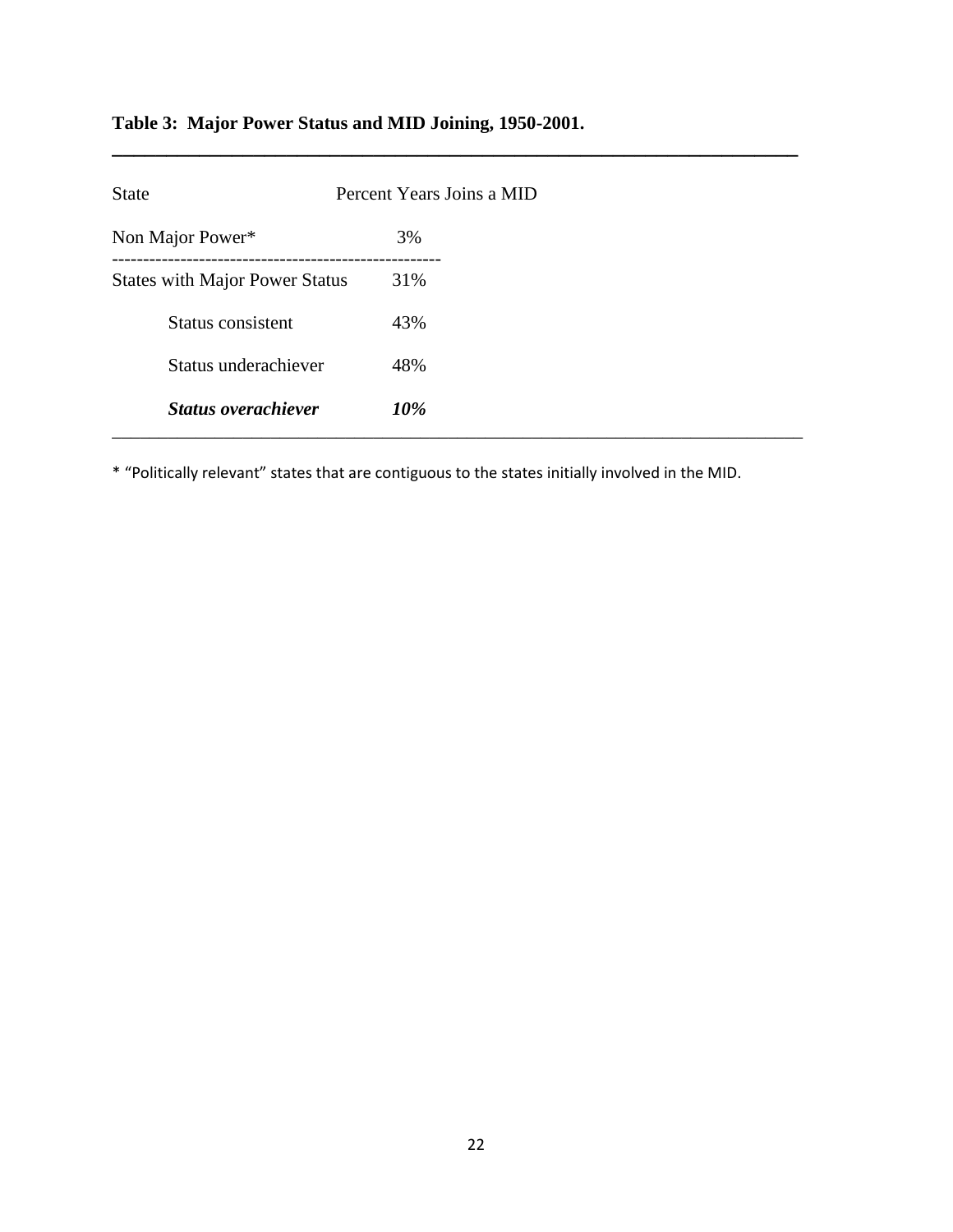**Table 3: Major Power Status and MID Joining, 1950-2001.**

| State | Percent Years Joins a MID |
| --- | --- |
| Non Major Power* | 3% |
| States with Major Power Status | 31% |
| Status consistent | 43% |
| Status underachiever | 48% |
| ***Status overachiever*** | ***10%*** |

* "Politically relevant" states that are contiguous to the states initially involved in the MID.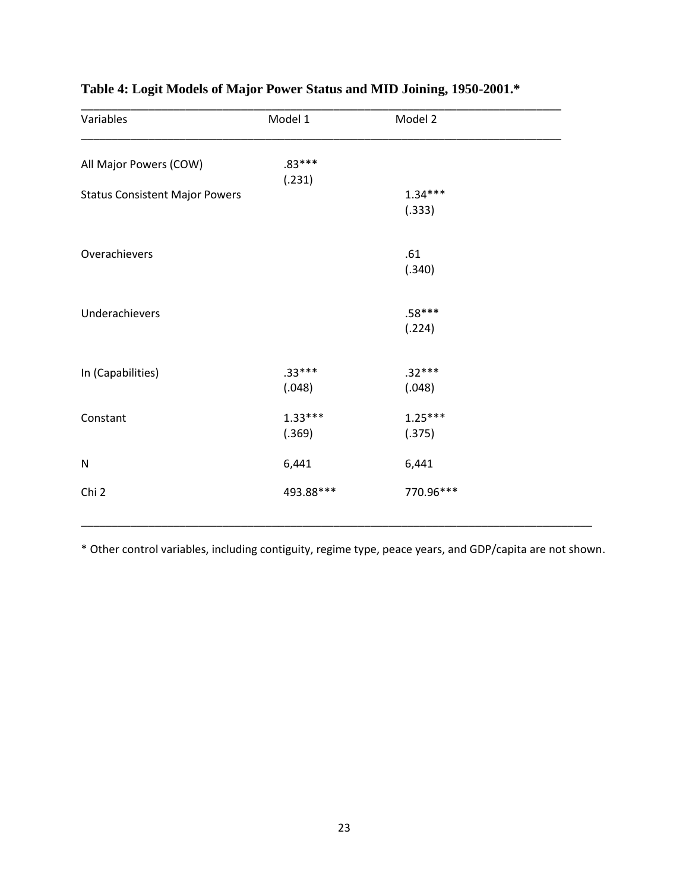**Table 4: Logit Models of Major Power Status and MID Joining, 1950-2001.***

| Variables | Model 1 | Model 2 |
|---|---|---|
| All Major Powers (COW) | .83*** | |
| | (.231) | |
| Status Consistent Major Powers | | 1.34*** |
| | | (.333) |
| Overachievers | | .61 |
| | | (.340) |
| Underachievers | | .58*** |
| | | (.224) |
| ln (Capabilities) | .33*** | .32*** |
| | (.048) | (.048) |
| Constant | 1.33*** | 1.25*** |
| | (.369) | (.375) |
| N | 6,441 | 6,441 |
| Chi 2 | 493.88*** | 770.96*** |

* Other control variables, including contiguity, regime type, peace years, and GDP/capita are not shown.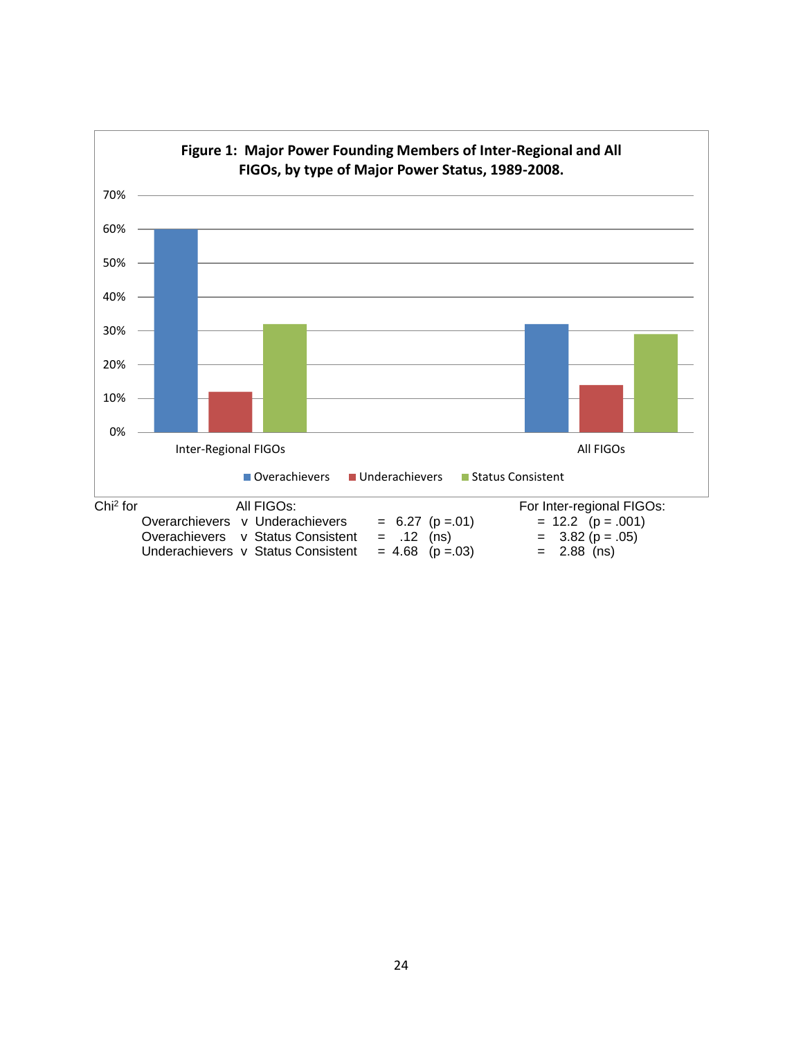**Figure 1: Major Power Founding Members of Inter-Regional and All FIGOs, by type of Major Power Status, 1989-2008.**

| | Overachievers | Underachievers | Status Consistent |
|---|---|---|---|
| Inter-Regional FIGOs | 60% | 12% | 32% |
| All FIGOs | 32% | 14% | 29% |

| $Chi^2$ for | All FIGOs: | For Inter-regional FIGOs: |
|---|---|---|
| Overarchievers v Underachievers | = 6.27 (p =.01) | = 12.2 (p = .001) |
| Overachievers v Status Consistent | = .12 (ns) | = 3.82 (p = .05) |
| Underachievers v Status Consistent | = 4.68 (p =.03) | = 2.88 (ns) |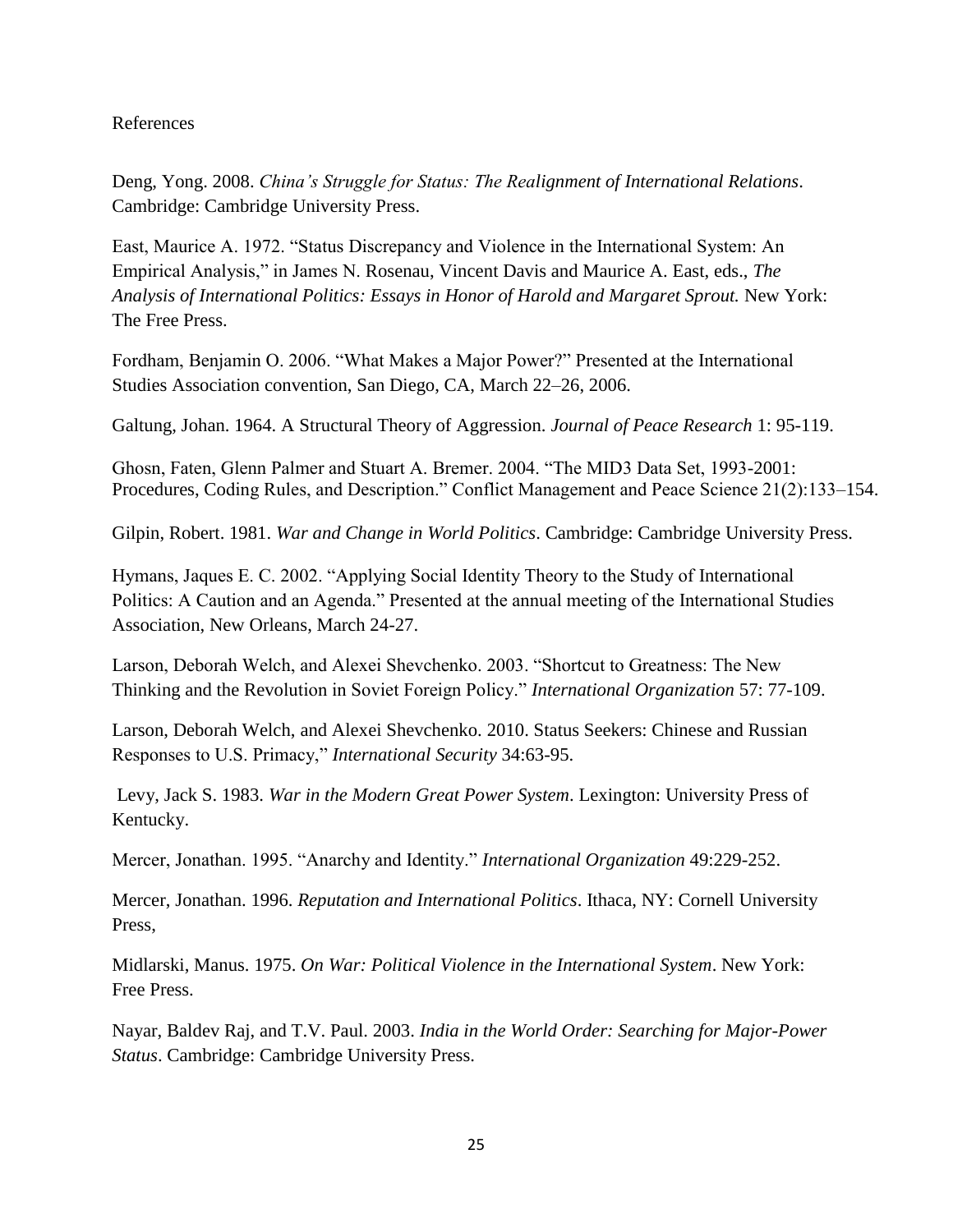References

Deng, Yong. 2008. *China's Struggle for Status: The Realignment of International Relations*. Cambridge: Cambridge University Press.

East, Maurice A. 1972. "Status Discrepancy and Violence in the International System: An Empirical Analysis," in James N. Rosenau, Vincent Davis and Maurice A. East, eds., *The Analysis of International Politics: Essays in Honor of Harold and Margaret Sprout.* New York: The Free Press.

Fordham, Benjamin O. 2006. "What Makes a Major Power?" Presented at the International Studies Association convention, San Diego, CA, March 22–26, 2006.

Galtung, Johan. 1964. A Structural Theory of Aggression. *Journal of Peace Research* 1: 95-119.

Ghosn, Faten, Glenn Palmer and Stuart A. Bremer. 2004. "The MID3 Data Set, 1993-2001: Procedures, Coding Rules, and Description." Conflict Management and Peace Science 21(2):133–154.

Gilpin, Robert. 1981. *War and Change in World Politics*. Cambridge: Cambridge University Press.

Hymans, Jaques E. C. 2002. "Applying Social Identity Theory to the Study of International Politics: A Caution and an Agenda." Presented at the annual meeting of the International Studies Association, New Orleans, March 24-27.

Larson, Deborah Welch, and Alexei Shevchenko. 2003. "Shortcut to Greatness: The New Thinking and the Revolution in Soviet Foreign Policy." *International Organization* 57: 77-109.

Larson, Deborah Welch, and Alexei Shevchenko. 2010. Status Seekers: Chinese and Russian Responses to U.S. Primacy," *International Security* 34:63-95.

Levy, Jack S. 1983. *War in the Modern Great Power System*. Lexington: University Press of Kentucky.

Mercer, Jonathan. 1995. "Anarchy and Identity." *International Organization* 49:229-252.

Mercer, Jonathan. 1996. *Reputation and International Politics*. Ithaca, NY: Cornell University Press,

Midlarski, Manus. 1975. *On War: Political Violence in the International System*. New York: Free Press.

Nayar, Baldev Raj, and T.V. Paul. 2003. *India in the World Order: Searching for Major-Power Status*. Cambridge: Cambridge University Press.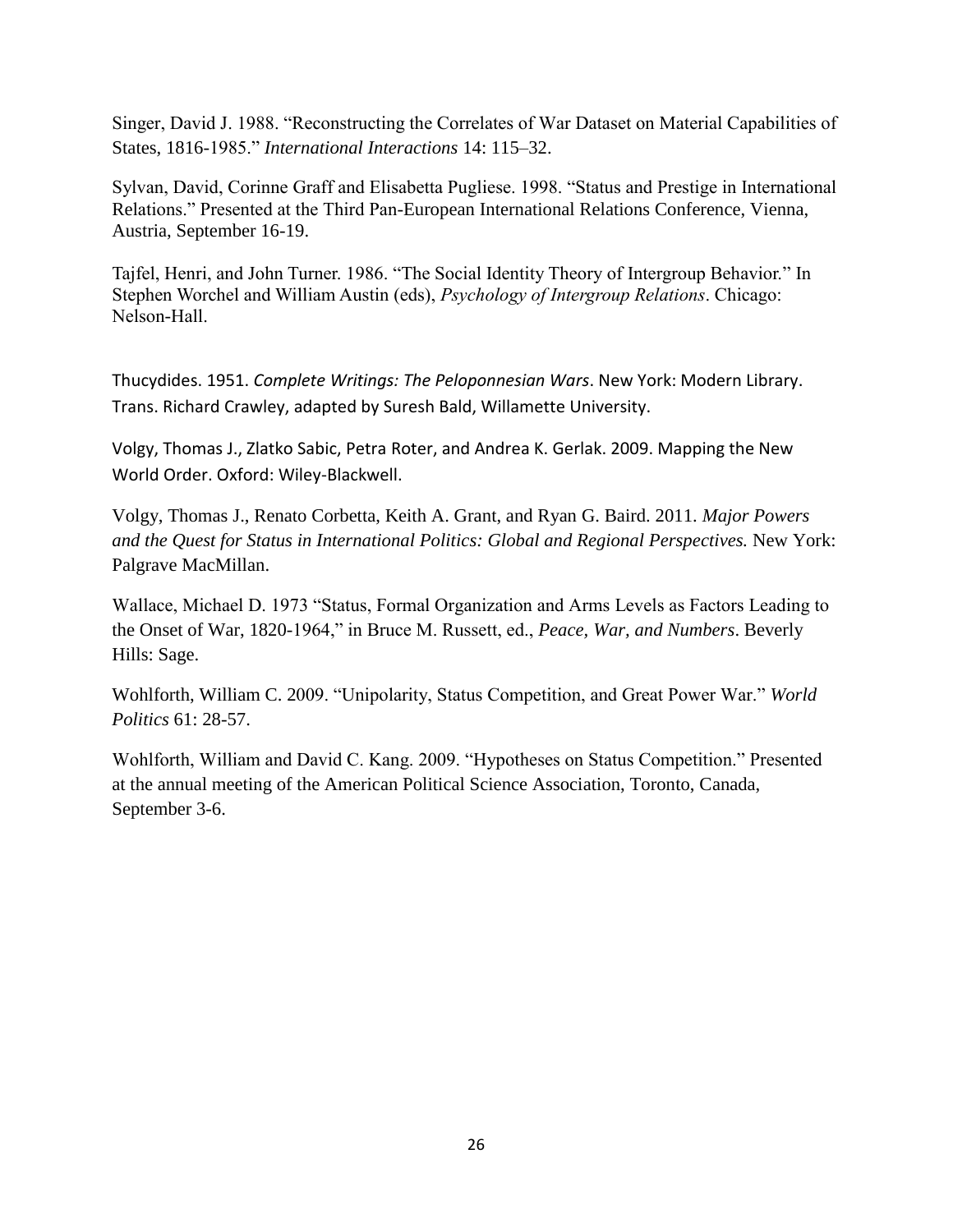Singer, David J. 1988. "Reconstructing the Correlates of War Dataset on Material Capabilities of States, 1816-1985." *International Interactions* 14: 115–32.

Sylvan, David, Corinne Graff and Elisabetta Pugliese. 1998. "Status and Prestige in International Relations." Presented at the Third Pan-European International Relations Conference, Vienna, Austria, September 16-19.

Tajfel, Henri, and John Turner. 1986. "The Social Identity Theory of Intergroup Behavior." In Stephen Worchel and William Austin (eds), *Psychology of Intergroup Relations*. Chicago: Nelson-Hall.

Thucydides. 1951. *Complete Writings: The Peloponnesian Wars*. New York: Modern Library. Trans. Richard Crawley, adapted by Suresh Bald, Willamette University.

Volgy, Thomas J., Zlatko Sabic, Petra Roter, and Andrea K. Gerlak. 2009. Mapping the New World Order. Oxford: Wiley-Blackwell.

Volgy, Thomas J., Renato Corbetta, Keith A. Grant, and Ryan G. Baird. 2011. *Major Powers and the Quest for Status in International Politics: Global and Regional Perspectives.* New York: Palgrave MacMillan.

Wallace, Michael D. 1973 "Status, Formal Organization and Arms Levels as Factors Leading to the Onset of War, 1820-1964," in Bruce M. Russett, ed., *Peace, War, and Numbers*. Beverly Hills: Sage.

Wohlforth, William C. 2009. "Unipolarity, Status Competition, and Great Power War." *World Politics* 61: 28-57.

Wohlforth, William and David C. Kang. 2009. "Hypotheses on Status Competition." Presented at the annual meeting of the American Political Science Association, Toronto, Canada, September 3-6.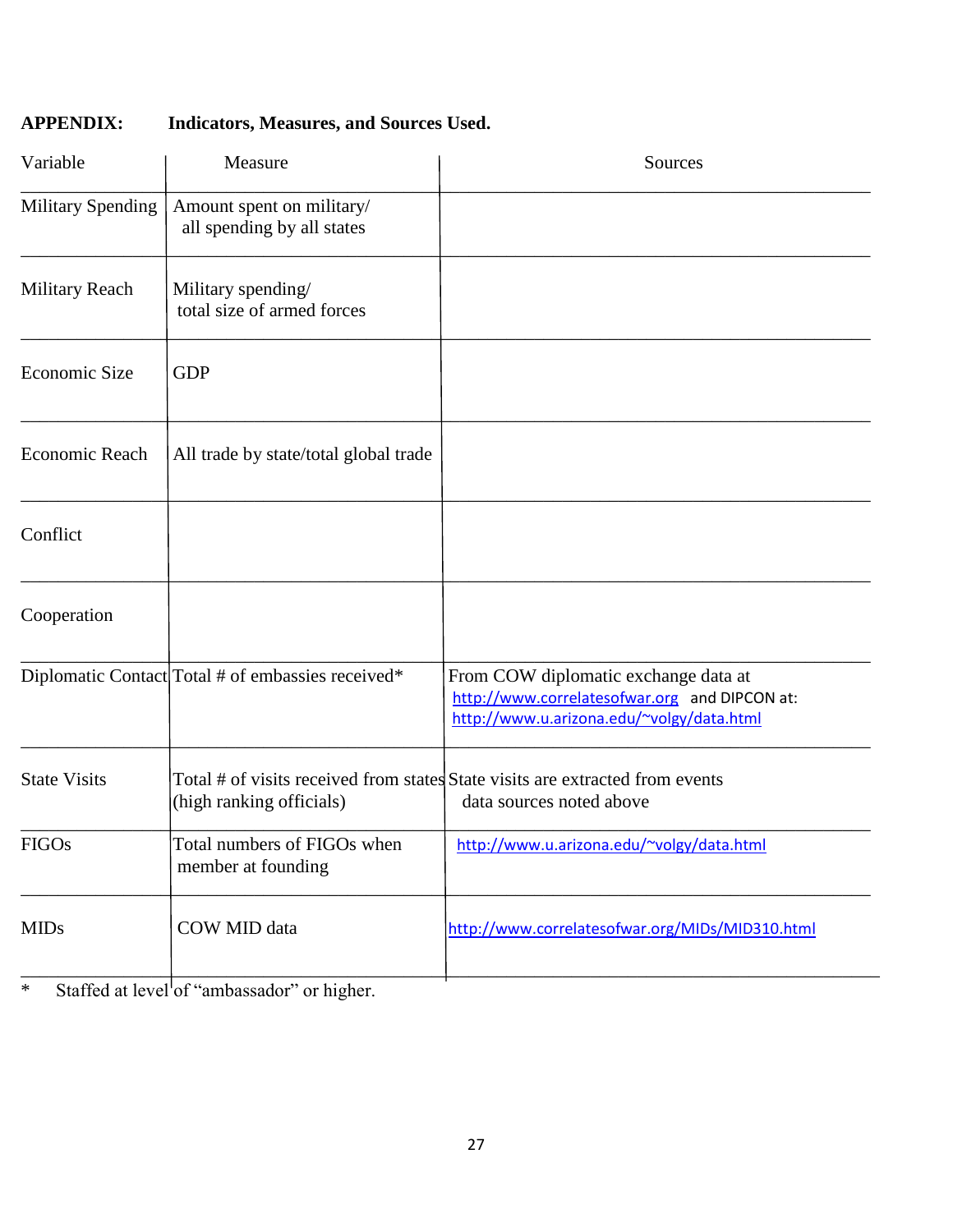**APPENDIX: Indicators, Measures, and Sources Used.**

| Variable | Measure | Sources |
|---|---|---|
| Military Spending | Amount spent on military/ all spending by all states | |
| Military Reach | Military spending/ total size of armed forces | |
| Economic Size | GDP | |
| Economic Reach | All trade by state/total global trade | |
| Conflict | | |
| Cooperation | | |
| Diplomatic Contact | Total # of embassies received* | From COW diplomatic exchange data at http://www.correlatesofwar.org and DIPCON at: http://www.u.arizona.edu/~volgy/data.html |
| State Visits | Total # of visits received from states (high ranking officials) | State visits are extracted from events data sources noted above |
| FIGOs | Total numbers of FIGOs when member at founding | http://www.u.arizona.edu/~volgy/data.html |
| MIDs | COW MID data | http://www.correlatesofwar.org/MIDs/MID310.html |

* Staffed at level of "ambassador" or higher.